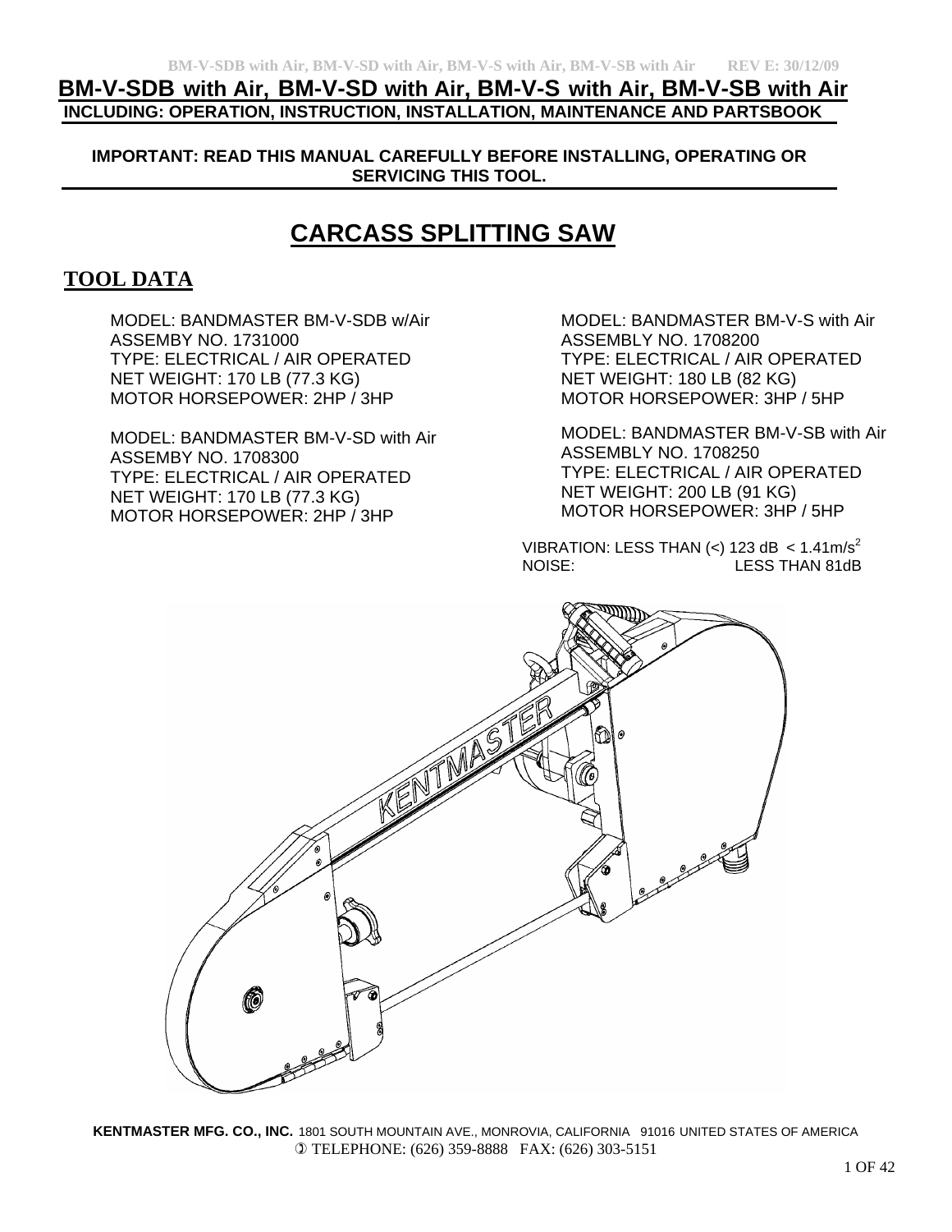# BM-V-SDB with Air, BM-V-SD with Air, BM-V-S with Air, BM-V-SB with Air

**INCLUDING: OPERATION, INSTRUCTION, INSTALLATION, MAINTENANCE AND PARTSBOOK**

**IMPORTANT: READ THIS MANUAL CAREFULLY BEFORE INSTALLING, OPERATING OR SERVICING THIS TOOL.**

# CARCASS SPLITTING SAW

## TOOL DATA

MODEL: BANDMASTER BM-V-SDB w/Air
ASSEMBY NO. 1731000
TYPE: ELECTRICAL / AIR OPERATED
NET WEIGHT: 170 LB (77.3 KG)
MOTOR HORSEPOWER: 2HP / 3HP

MODEL: BANDMASTER BM-V-SD with Air
ASSEMBY NO. 1708300
TYPE: ELECTRICAL / AIR OPERATED
NET WEIGHT: 170 LB (77.3 KG)
MOTOR HORSEPOWER: 2HP / 3HP

MODEL: BANDMASTER BM-V-S with Air
ASSEMBLY NO. 1708200
TYPE: ELECTRICAL / AIR OPERATED
NET WEIGHT: 180 LB (82 KG)
MOTOR HORSEPOWER: 3HP / 5HP

MODEL: BANDMASTER BM-V-SB with Air
ASSEMBLY NO. 1708250
TYPE: ELECTRICAL / AIR OPERATED
NET WEIGHT: 200 LB (91 KG)
MOTOR HORSEPOWER: 3HP / 5HP

VIBRATION: LESS THAN (<) 123 dB < 1.41m/s$^2$
NOISE: LESS THAN 81dB

**KENTMASTER MFG. CO., INC.** 1801 SOUTH MOUNTAIN AVE., MONROVIA, CALIFORNIA 91016 UNITED STATES OF AMERICA
TELEPHONE: (626) 359-8888 FAX: (626) 303-5151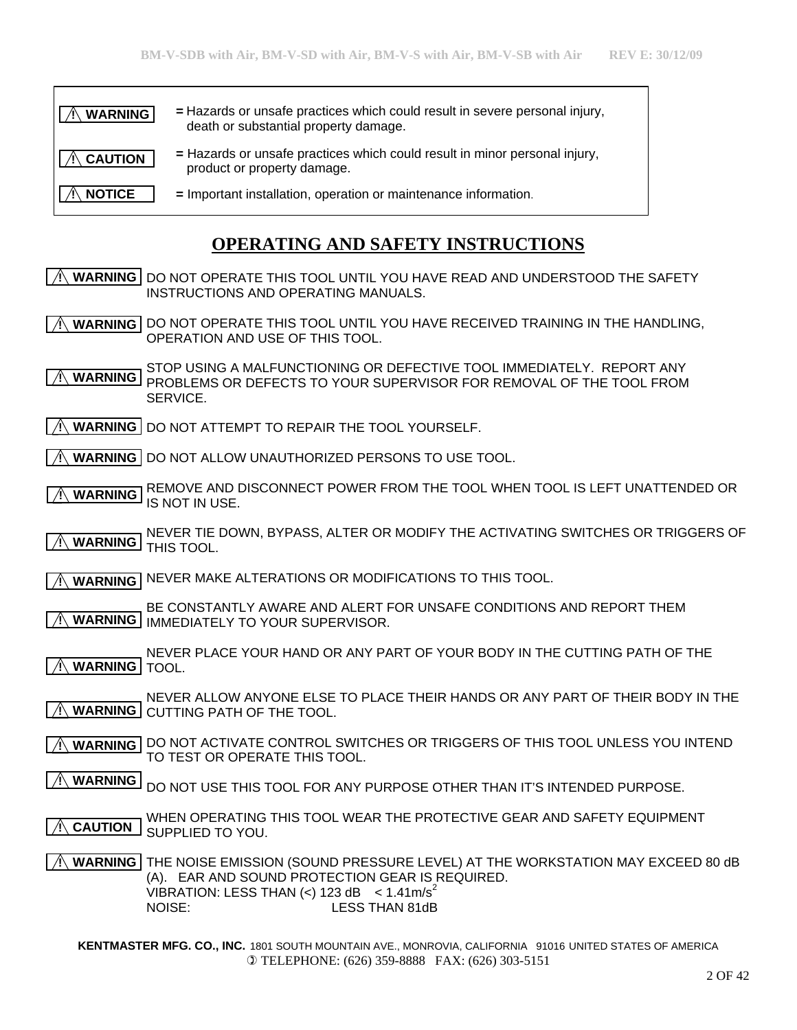| | |
|---|---|
| ⚠ **WARNING** | = Hazards or unsafe practices which could result in severe personal injury, death or substantial property damage. |
| ⚠ **CAUTION** | = Hazards or unsafe practices which could result in minor personal injury, product or property damage. |
| ⚠ **NOTICE** | = Important installation, operation or maintenance information. |

# OPERATING AND SAFETY INSTRUCTIONS

⚠ **WARNING** DO NOT OPERATE THIS TOOL UNTIL YOU HAVE READ AND UNDERSTOOD THE SAFETY INSTRUCTIONS AND OPERATING MANUALS.

⚠ **WARNING** DO NOT OPERATE THIS TOOL UNTIL YOU HAVE RECEIVED TRAINING IN THE HANDLING, OPERATION AND USE OF THIS TOOL.

⚠ **WARNING** STOP USING A MALFUNCTIONING OR DEFECTIVE TOOL IMMEDIATELY. REPORT ANY PROBLEMS OR DEFECTS TO YOUR SUPERVISOR FOR REMOVAL OF THE TOOL FROM SERVICE.

⚠ **WARNING** DO NOT ATTEMPT TO REPAIR THE TOOL YOURSELF.

⚠ **WARNING** DO NOT ALLOW UNAUTHORIZED PERSONS TO USE TOOL.

⚠ **WARNING** REMOVE AND DISCONNECT POWER FROM THE TOOL WHEN TOOL IS LEFT UNATTENDED OR IS NOT IN USE.

⚠ **WARNING** NEVER TIE DOWN, BYPASS, ALTER OR MODIFY THE ACTIVATING SWITCHES OR TRIGGERS OF THIS TOOL.

⚠ **WARNING** NEVER MAKE ALTERATIONS OR MODIFICATIONS TO THIS TOOL.

⚠ **WARNING** BE CONSTANTLY AWARE AND ALERT FOR UNSAFE CONDITIONS AND REPORT THEM IMMEDIATELY TO YOUR SUPERVISOR.

⚠ **WARNING** NEVER PLACE YOUR HAND OR ANY PART OF YOUR BODY IN THE CUTTING PATH OF THE TOOL.

⚠ **WARNING** NEVER ALLOW ANYONE ELSE TO PLACE THEIR HANDS OR ANY PART OF THEIR BODY IN THE CUTTING PATH OF THE TOOL.

⚠ **WARNING** DO NOT ACTIVATE CONTROL SWITCHES OR TRIGGERS OF THIS TOOL UNLESS YOU INTEND TO TEST OR OPERATE THIS TOOL.

⚠ **WARNING** DO NOT USE THIS TOOL FOR ANY PURPOSE OTHER THAN IT'S INTENDED PURPOSE.

⚠ **CAUTION** WHEN OPERATING THIS TOOL WEAR THE PROTECTIVE GEAR AND SAFETY EQUIPMENT SUPPLIED TO YOU.

⚠ **WARNING** THE NOISE EMISSION (SOUND PRESSURE LEVEL) AT THE WORKSTATION MAY EXCEED 80 dB (A). EAR AND SOUND PROTECTION GEAR IS REQUIRED.
VIBRATION: LESS THAN (<) 123 dB $< 1.41 m/s^2$
NOISE: LESS THAN 81dB

**KENTMASTER MFG. CO., INC.** 1801 SOUTH MOUNTAIN AVE., MONROVIA, CALIFORNIA 91016 UNITED STATES OF AMERICA
TELEPHONE: (626) 359-8888 FAX: (626) 303-5151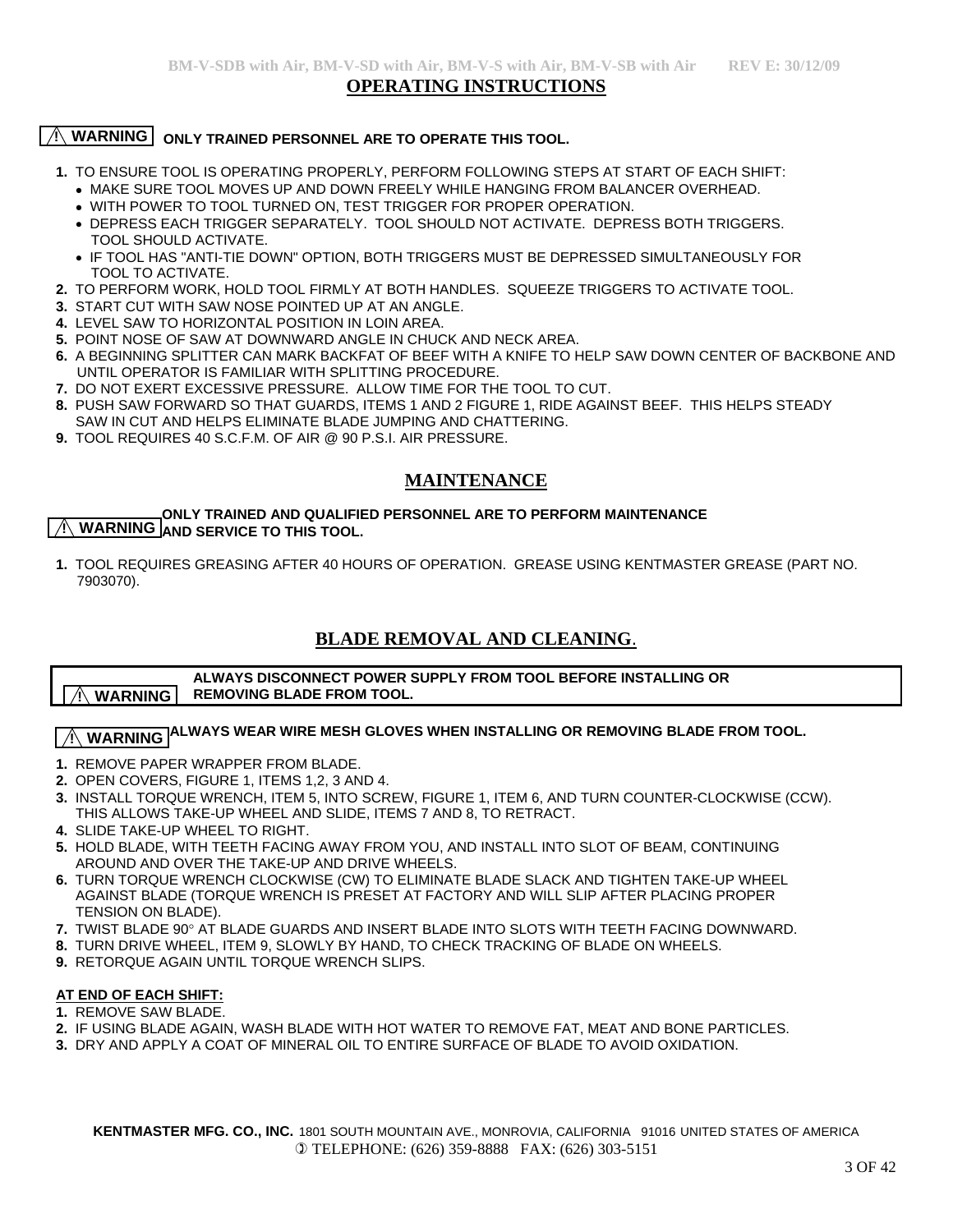## OPERATING INSTRUCTIONS

**⚠ WARNING** **ONLY TRAINED PERSONNEL ARE TO OPERATE THIS TOOL.**

1. TO ENSURE TOOL IS OPERATING PROPERLY, PERFORM FOLLOWING STEPS AT START OF EACH SHIFT:
   - MAKE SURE TOOL MOVES UP AND DOWN FREELY WHILE HANGING FROM BALANCER OVERHEAD.
   - WITH POWER TO TOOL TURNED ON, TEST TRIGGER FOR PROPER OPERATION.
   - DEPRESS EACH TRIGGER SEPARATELY. TOOL SHOULD NOT ACTIVATE. DEPRESS BOTH TRIGGERS. TOOL SHOULD ACTIVATE.
   - IF TOOL HAS "ANTI-TIE DOWN" OPTION, BOTH TRIGGERS MUST BE DEPRESSED SIMULTANEOUSLY FOR TOOL TO ACTIVATE.
2. TO PERFORM WORK, HOLD TOOL FIRMLY AT BOTH HANDLES. SQUEEZE TRIGGERS TO ACTIVATE TOOL.
3. START CUT WITH SAW NOSE POINTED UP AT AN ANGLE.
4. LEVEL SAW TO HORIZONTAL POSITION IN LOIN AREA.
5. POINT NOSE OF SAW AT DOWNWARD ANGLE IN CHUCK AND NECK AREA.
6. A BEGINNING SPLITTER CAN MARK BACKFAT OF BEEF WITH A KNIFE TO HELP SAW DOWN CENTER OF BACKBONE AND UNTIL OPERATOR IS FAMILIAR WITH SPLITTING PROCEDURE.
7. DO NOT EXERT EXCESSIVE PRESSURE. ALLOW TIME FOR THE TOOL TO CUT.
8. PUSH SAW FORWARD SO THAT GUARDS, ITEMS 1 AND 2 FIGURE 1, RIDE AGAINST BEEF. THIS HELPS STEADY SAW IN CUT AND HELPS ELIMINATE BLADE JUMPING AND CHATTERING.
9. TOOL REQUIRES 40 S.C.F.M. OF AIR @ 90 P.S.I. AIR PRESSURE.

## MAINTENANCE

**⚠ WARNING** **ONLY TRAINED AND QUALIFIED PERSONNEL ARE TO PERFORM MAINTENANCE AND SERVICE TO THIS TOOL.**

1. TOOL REQUIRES GREASING AFTER 40 HOURS OF OPERATION. GREASE USING KENTMASTER GREASE (PART NO. 7903070).

## BLADE REMOVAL AND CLEANING.

**⚠ WARNING** **ALWAYS DISCONNECT POWER SUPPLY FROM TOOL BEFORE INSTALLING OR REMOVING BLADE FROM TOOL.**

**⚠ WARNING** **ALWAYS WEAR WIRE MESH GLOVES WHEN INSTALLING OR REMOVING BLADE FROM TOOL.**

1. REMOVE PAPER WRAPPER FROM BLADE.
2. OPEN COVERS, FIGURE 1, ITEMS 1,2, 3 AND 4.
3. INSTALL TORQUE WRENCH, ITEM 5, INTO SCREW, FIGURE 1, ITEM 6, AND TURN COUNTER-CLOCKWISE (CCW). THIS ALLOWS TAKE-UP WHEEL AND SLIDE, ITEMS 7 AND 8, TO RETRACT.
4. SLIDE TAKE-UP WHEEL TO RIGHT.
5. HOLD BLADE, WITH TEETH FACING AWAY FROM YOU, AND INSTALL INTO SLOT OF BEAM, CONTINUING AROUND AND OVER THE TAKE-UP AND DRIVE WHEELS.
6. TURN TORQUE WRENCH CLOCKWISE (CW) TO ELIMINATE BLADE SLACK AND TIGHTEN TAKE-UP WHEEL AGAINST BLADE (TORQUE WRENCH IS PRESET AT FACTORY AND WILL SLIP AFTER PLACING PROPER TENSION ON BLADE).
7. TWIST BLADE 90° AT BLADE GUARDS AND INSERT BLADE INTO SLOTS WITH TEETH FACING DOWNWARD.
8. TURN DRIVE WHEEL, ITEM 9, SLOWLY BY HAND, TO CHECK TRACKING OF BLADE ON WHEELS.
9. RETORQUE AGAIN UNTIL TORQUE WRENCH SLIPS.

**AT END OF EACH SHIFT:**

1. REMOVE SAW BLADE.
2. IF USING BLADE AGAIN, WASH BLADE WITH HOT WATER TO REMOVE FAT, MEAT AND BONE PARTICLES.
3. DRY AND APPLY A COAT OF MINERAL OIL TO ENTIRE SURFACE OF BLADE TO AVOID OXIDATION.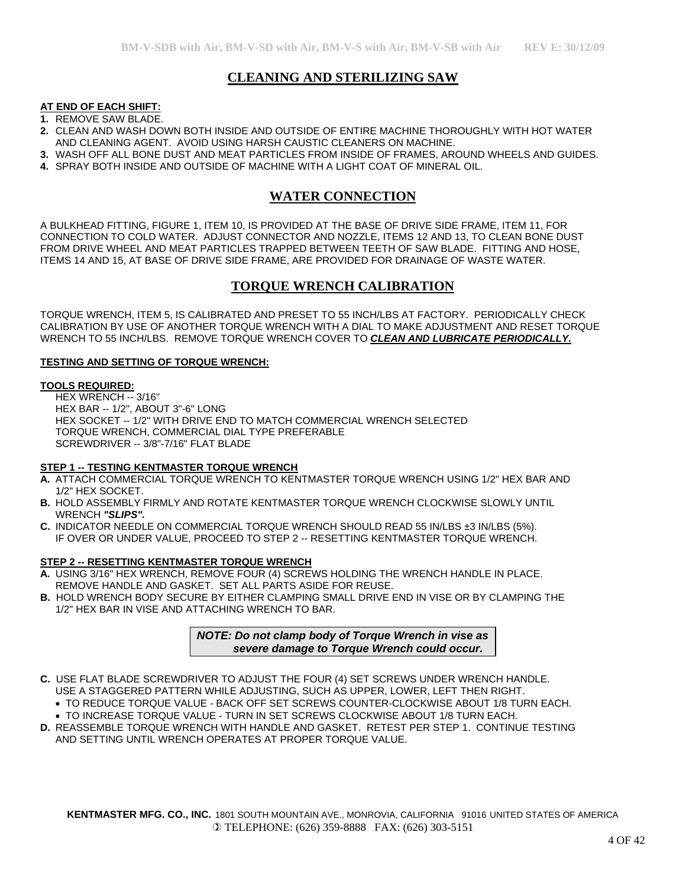# CLEANING AND STERILIZING SAW

**AT END OF EACH SHIFT:**

1. REMOVE SAW BLADE.
2. CLEAN AND WASH DOWN BOTH INSIDE AND OUTSIDE OF ENTIRE MACHINE THOROUGHLY WITH HOT WATER AND CLEANING AGENT. AVOID USING HARSH CAUSTIC CLEANERS ON MACHINE.
3. WASH OFF ALL BONE DUST AND MEAT PARTICLES FROM INSIDE OF FRAMES, AROUND WHEELS AND GUIDES.
4. SPRAY BOTH INSIDE AND OUTSIDE OF MACHINE WITH A LIGHT COAT OF MINERAL OIL.

# WATER CONNECTION

A BULKHEAD FITTING, FIGURE 1, ITEM 10, IS PROVIDED AT THE BASE OF DRIVE SIDE FRAME, ITEM 11, FOR CONNECTION TO COLD WATER. ADJUST CONNECTOR AND NOZZLE, ITEMS 12 AND 13, TO CLEAN BONE DUST FROM DRIVE WHEEL AND MEAT PARTICLES TRAPPED BETWEEN TEETH OF SAW BLADE. FITTING AND HOSE, ITEMS 14 AND 15, AT BASE OF DRIVE SIDE FRAME, ARE PROVIDED FOR DRAINAGE OF WASTE WATER.

# TORQUE WRENCH CALIBRATION

TORQUE WRENCH, ITEM 5, IS CALIBRATED AND PRESET TO 55 INCH/LBS AT FACTORY. PERIODICALLY CHECK CALIBRATION BY USE OF ANOTHER TORQUE WRENCH WITH A DIAL TO MAKE ADJUSTMENT AND RESET TORQUE WRENCH TO 55 INCH/LBS. REMOVE TORQUE WRENCH COVER TO ***CLEAN AND LUBRICATE PERIODICALLY.***

**TESTING AND SETTING OF TORQUE WRENCH:**

**TOOLS REQUIRED:**

HEX WRENCH -- 3/16"
HEX BAR -- 1/2", ABOUT 3"-6" LONG
HEX SOCKET -- 1/2" WITH DRIVE END TO MATCH COMMERCIAL WRENCH SELECTED
TORQUE WRENCH, COMMERCIAL DIAL TYPE PREFERABLE
SCREWDRIVER -- 3/8"-7/16" FLAT BLADE

**STEP 1 -- TESTING KENTMASTER TORQUE WRENCH**

**A.** ATTACH COMMERCIAL TORQUE WRENCH TO KENTMASTER TORQUE WRENCH USING 1/2" HEX BAR AND 1/2" HEX SOCKET.
**B.** HOLD ASSEMBLY FIRMLY AND ROTATE KENTMASTER TORQUE WRENCH CLOCKWISE SLOWLY UNTIL WRENCH ***"SLIPS".***
**C.** INDICATOR NEEDLE ON COMMERCIAL TORQUE WRENCH SHOULD READ 55 IN/LBS ±3 IN/LBS (5%). IF OVER OR UNDER VALUE, PROCEED TO STEP 2 -- RESETTING KENTMASTER TORQUE WRENCH.

**STEP 2 -- RESETTING KENTMASTER TORQUE WRENCH**

**A.** USING 3/16" HEX WRENCH, REMOVE FOUR (4) SCREWS HOLDING THE WRENCH HANDLE IN PLACE. REMOVE HANDLE AND GASKET. SET ALL PARTS ASIDE FOR REUSE.
**B.** HOLD WRENCH BODY SECURE BY EITHER CLAMPING SMALL DRIVE END IN VISE OR BY CLAMPING THE 1/2" HEX BAR IN VISE AND ATTACHING WRENCH TO BAR.

> ***NOTE: Do not clamp body of Torque Wrench in vise as severe damage to Torque Wrench could occur.***

**C.** USE FLAT BLADE SCREWDRIVER TO ADJUST THE FOUR (4) SET SCREWS UNDER WRENCH HANDLE. USE A STAGGERED PATTERN WHILE ADJUSTING, SUCH AS UPPER, LOWER, LEFT THEN RIGHT.
- TO REDUCE TORQUE VALUE - BACK OFF SET SCREWS COUNTER-CLOCKWISE ABOUT 1/8 TURN EACH.
- TO INCREASE TORQUE VALUE - TURN IN SET SCREWS CLOCKWISE ABOUT 1/8 TURN EACH.

**D.** REASSEMBLE TORQUE WRENCH WITH HANDLE AND GASKET. RETEST PER STEP 1. CONTINUE TESTING AND SETTING UNTIL WRENCH OPERATES AT PROPER TORQUE VALUE.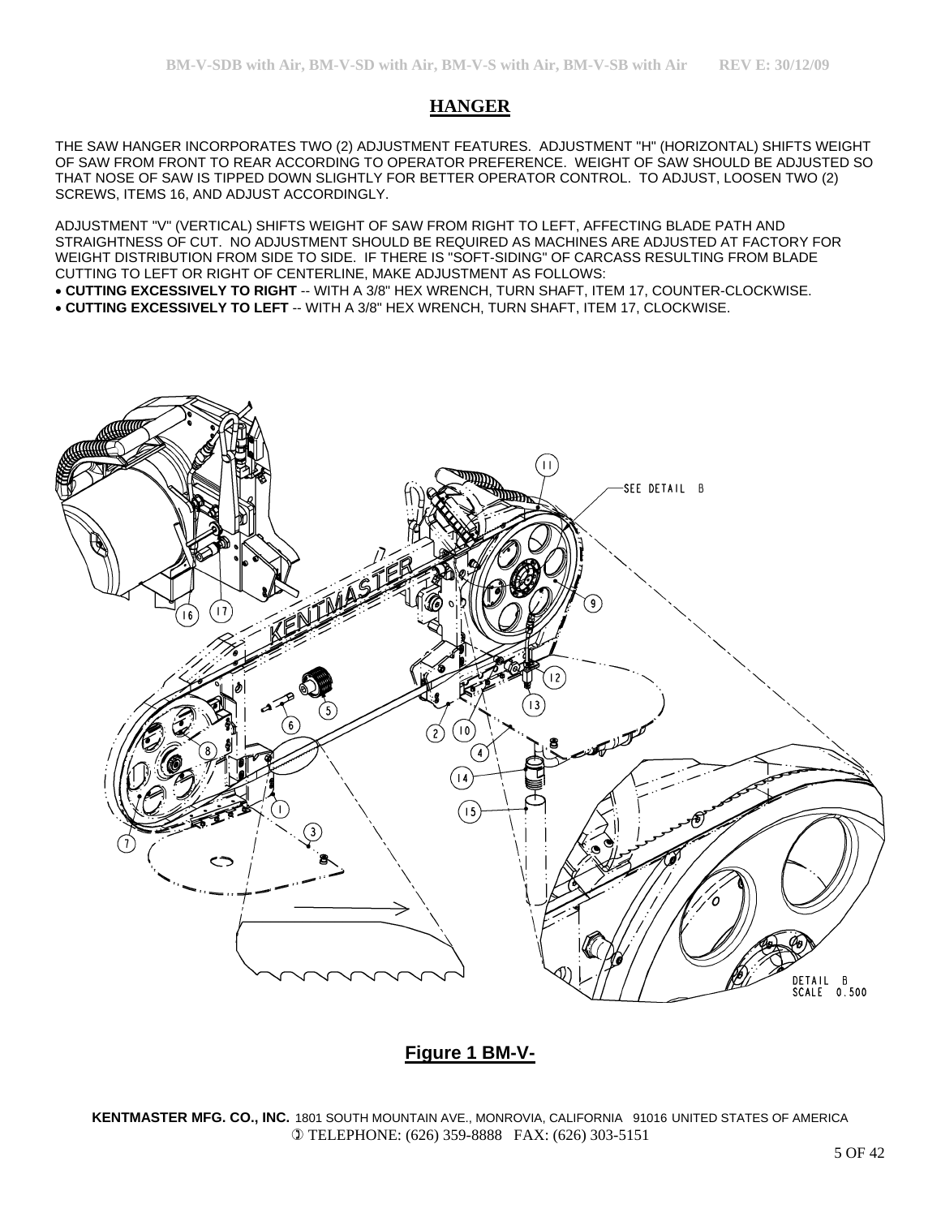## HANGER

THE SAW HANGER INCORPORATES TWO (2) ADJUSTMENT FEATURES. ADJUSTMENT "H" (HORIZONTAL) SHIFTS WEIGHT OF SAW FROM FRONT TO REAR ACCORDING TO OPERATOR PREFERENCE. WEIGHT OF SAW SHOULD BE ADJUSTED SO THAT NOSE OF SAW IS TIPPED DOWN SLIGHTLY FOR BETTER OPERATOR CONTROL. TO ADJUST, LOOSEN TWO (2) SCREWS, ITEMS 16, AND ADJUST ACCORDINGLY.

ADJUSTMENT "V" (VERTICAL) SHIFTS WEIGHT OF SAW FROM RIGHT TO LEFT, AFFECTING BLADE PATH AND STRAIGHTNESS OF CUT. NO ADJUSTMENT SHOULD BE REQUIRED AS MACHINES ARE ADJUSTED AT FACTORY FOR WEIGHT DISTRIBUTION FROM SIDE TO SIDE. IF THERE IS "SOFT-SIDING" OF CARCASS RESULTING FROM BLADE CUTTING TO LEFT OR RIGHT OF CENTERLINE, MAKE ADJUSTMENT AS FOLLOWS:

- **CUTTING EXCESSIVELY TO RIGHT** -- WITH A 3/8" HEX WRENCH, TURN SHAFT, ITEM 17, COUNTER-CLOCKWISE.
- **CUTTING EXCESSIVELY TO LEFT** -- WITH A 3/8" HEX WRENCH, TURN SHAFT, ITEM 17, CLOCKWISE.

**Figure 1 BM-V-**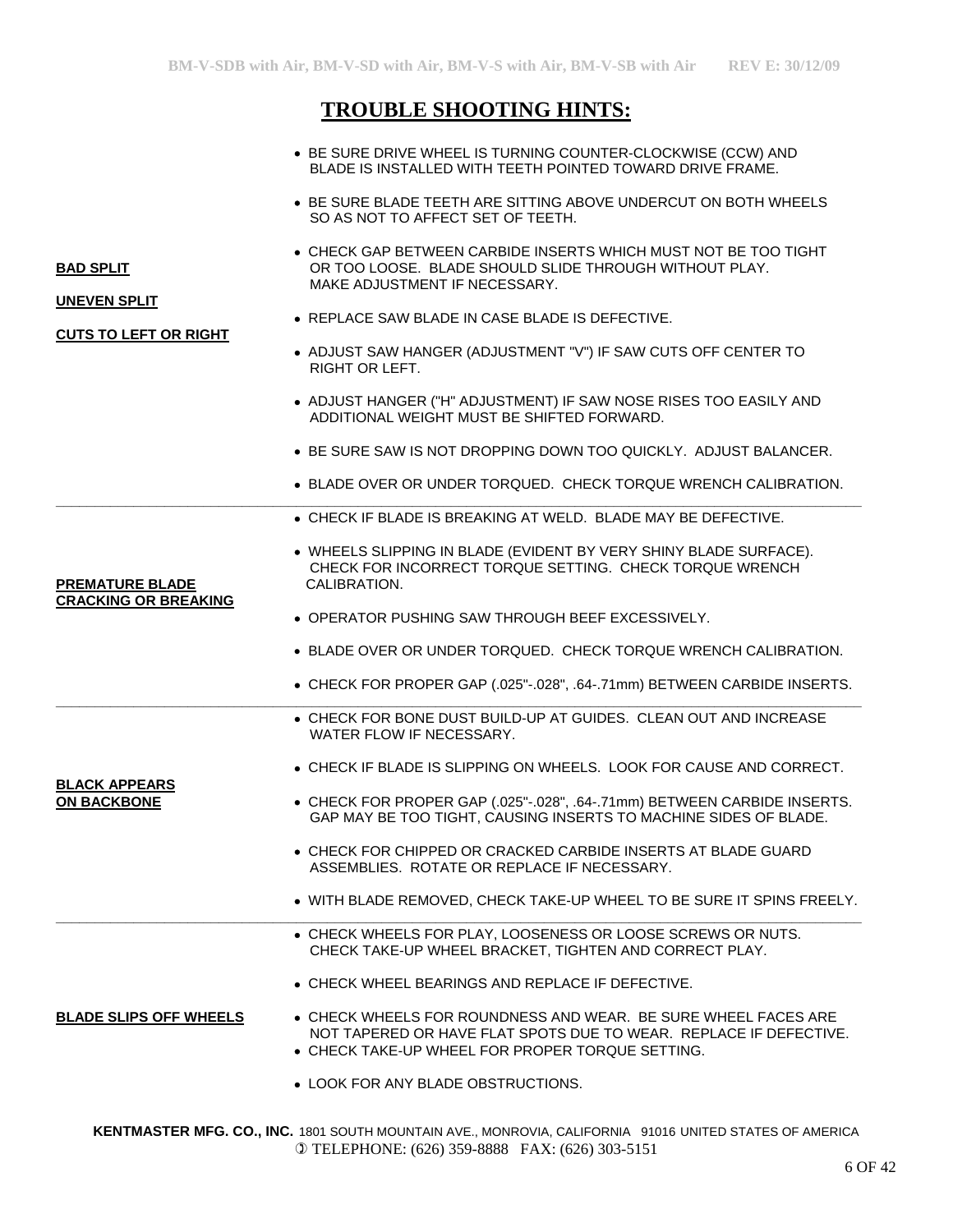# TROUBLE SHOOTING HINTS:

| Problem | Hints |
| --- | --- |
| **BAD SPLIT**<br>**UNEVEN SPLIT**<br>**CUTS TO LEFT OR RIGHT** | • BE SURE DRIVE WHEEL IS TURNING COUNTER-CLOCKWISE (CCW) AND BLADE IS INSTALLED WITH TEETH POINTED TOWARD DRIVE FRAME.<br>• BE SURE BLADE TEETH ARE SITTING ABOVE UNDERCUT ON BOTH WHEELS SO AS NOT TO AFFECT SET OF TEETH.<br>• CHECK GAP BETWEEN CARBIDE INSERTS WHICH MUST NOT BE TOO TIGHT OR TOO LOOSE. BLADE SHOULD SLIDE THROUGH WITHOUT PLAY. MAKE ADJUSTMENT IF NECESSARY.<br>• REPLACE SAW BLADE IN CASE BLADE IS DEFECTIVE.<br>• ADJUST SAW HANGER (ADJUSTMENT "V") IF SAW CUTS OFF CENTER TO RIGHT OR LEFT.<br>• ADJUST HANGER ("H" ADJUSTMENT) IF SAW NOSE RISES TOO EASILY AND ADDITIONAL WEIGHT MUST BE SHIFTED FORWARD.<br>• BE SURE SAW IS NOT DROPPING DOWN TOO QUICKLY. ADJUST BALANCER.<br>• BLADE OVER OR UNDER TORQUED. CHECK TORQUE WRENCH CALIBRATION. |
| **PREMATURE BLADE CRACKING OR BREAKING** | • CHECK IF BLADE IS BREAKING AT WELD. BLADE MAY BE DEFECTIVE.<br>• WHEELS SLIPPING IN BLADE (EVIDENT BY VERY SHINY BLADE SURFACE). CHECK FOR INCORRECT TORQUE SETTING. CHECK TORQUE WRENCH CALIBRATION.<br>• OPERATOR PUSHING SAW THROUGH BEEF EXCESSIVELY.<br>• BLADE OVER OR UNDER TORQUED. CHECK TORQUE WRENCH CALIBRATION.<br>• CHECK FOR PROPER GAP (.025"-.028", .64-.71mm) BETWEEN CARBIDE INSERTS. |
| **BLACK APPEARS ON BACKBONE** | • CHECK FOR BONE DUST BUILD-UP AT GUIDES. CLEAN OUT AND INCREASE WATER FLOW IF NECESSARY.<br>• CHECK IF BLADE IS SLIPPING ON WHEELS. LOOK FOR CAUSE AND CORRECT.<br>• CHECK FOR PROPER GAP (.025"-.028", .64-.71mm) BETWEEN CARBIDE INSERTS. GAP MAY BE TOO TIGHT, CAUSING INSERTS TO MACHINE SIDES OF BLADE.<br>• CHECK FOR CHIPPED OR CRACKED CARBIDE INSERTS AT BLADE GUARD ASSEMBLIES. ROTATE OR REPLACE IF NECESSARY.<br>• WITH BLADE REMOVED, CHECK TAKE-UP WHEEL TO BE SURE IT SPINS FREELY. |
| **BLADE SLIPS OFF WHEELS** | • CHECK WHEELS FOR PLAY, LOOSENESS OR LOOSE SCREWS OR NUTS. CHECK TAKE-UP WHEEL BRACKET, TIGHTEN AND CORRECT PLAY.<br>• CHECK WHEEL BEARINGS AND REPLACE IF DEFECTIVE.<br>• CHECK WHEELS FOR ROUNDNESS AND WEAR. BE SURE WHEEL FACES ARE NOT TAPERED OR HAVE FLAT SPOTS DUE TO WEAR. REPLACE IF DEFECTIVE.<br>• CHECK TAKE-UP WHEEL FOR PROPER TORQUE SETTING.<br>• LOOK FOR ANY BLADE OBSTRUCTIONS. |

**KENTMASTER MFG. CO., INC.** 1801 SOUTH MOUNTAIN AVE., MONROVIA, CALIFORNIA 91016 UNITED STATES OF AMERICA
TELEPHONE: (626) 359-8888 FAX: (626) 303-5151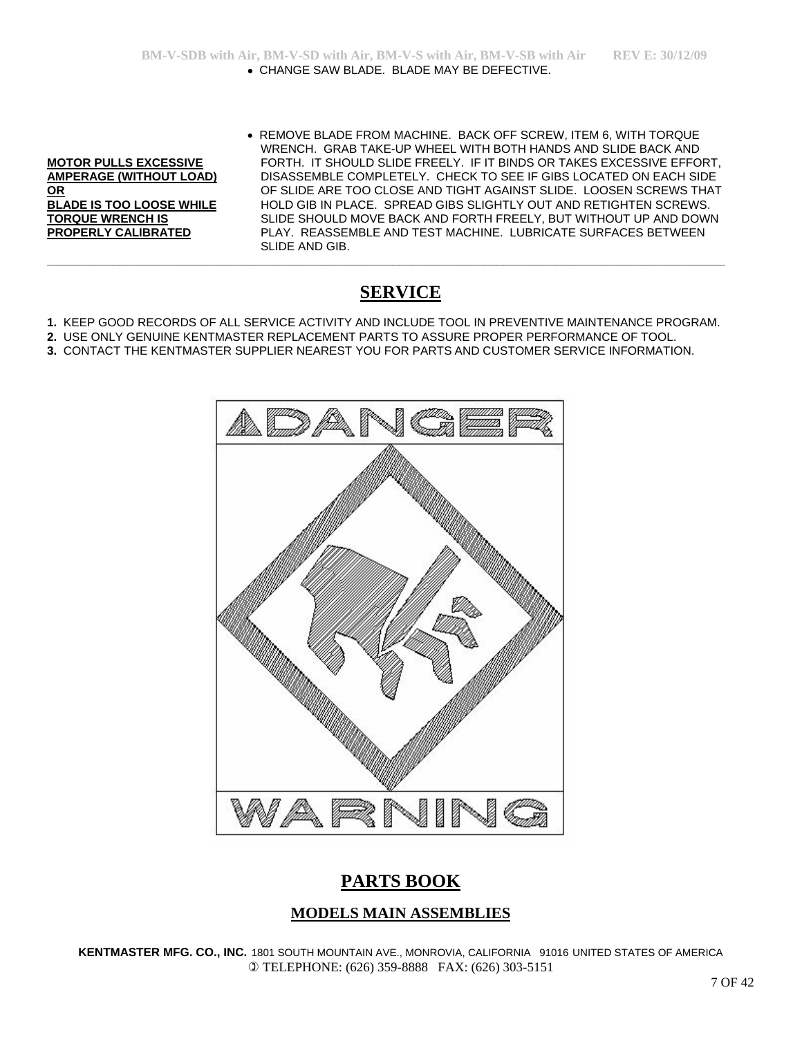- CHANGE SAW BLADE. BLADE MAY BE DEFECTIVE.

| | |
|---|---|
| **MOTOR PULLS EXCESSIVE AMPERAGE (WITHOUT LOAD) OR BLADE IS TOO LOOSE WHILE TORQUE WRENCH IS PROPERLY CALIBRATED** | • REMOVE BLADE FROM MACHINE. BACK OFF SCREW, ITEM 6, WITH TORQUE WRENCH. GRAB TAKE-UP WHEEL WITH BOTH HANDS AND SLIDE BACK AND FORTH. IT SHOULD SLIDE FREELY. IF IT BINDS OR TAKES EXCESSIVE EFFORT, DISASSEMBLE COMPLETELY. CHECK TO SEE IF GIBS LOCATED ON EACH SIDE OF SLIDE ARE TOO CLOSE AND TIGHT AGAINST SLIDE. LOOSEN SCREWS THAT HOLD GIB IN PLACE. SPREAD GIBS SLIGHTLY OUT AND RETIGHTEN SCREWS. SLIDE SHOULD MOVE BACK AND FORTH FREELY, BUT WITHOUT UP AND DOWN PLAY. REASSEMBLE AND TEST MACHINE. LUBRICATE SURFACES BETWEEN SLIDE AND GIB. |

# SERVICE

**1.** KEEP GOOD RECORDS OF ALL SERVICE ACTIVITY AND INCLUDE TOOL IN PREVENTIVE MAINTENANCE PROGRAM.
**2.** USE ONLY GENUINE KENTMASTER REPLACEMENT PARTS TO ASSURE PROPER PERFORMANCE OF TOOL.
**3.** CONTACT THE KENTMASTER SUPPLIER NEAREST YOU FOR PARTS AND CUSTOMER SERVICE INFORMATION.

DANGER

WARNING

# PARTS BOOK

## MODELS MAIN ASSEMBLIES

**KENTMASTER MFG. CO., INC.** 1801 SOUTH MOUNTAIN AVE., MONROVIA, CALIFORNIA 91016 UNITED STATES OF AMERICA
TELEPHONE: (626) 359-8888 FAX: (626) 303-5151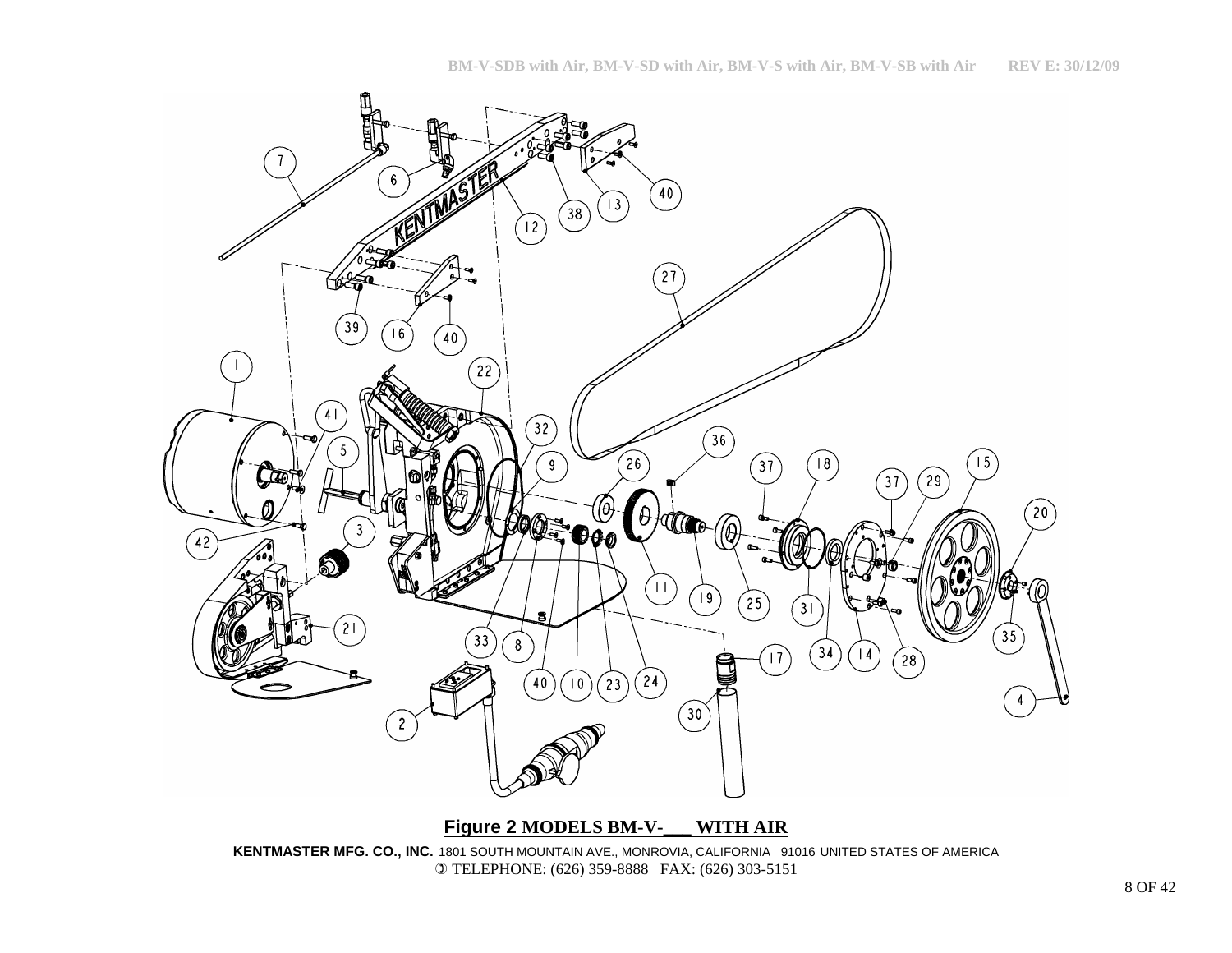**Figure 2 MODELS BM-V-___ WITH AIR**

**KENTMASTER MFG. CO., INC.** 1801 SOUTH MOUNTAIN AVE., MONROVIA, CALIFORNIA 91016 UNITED STATES OF AMERICA
TELEPHONE: (626) 359-8888 FAX: (626) 303-5151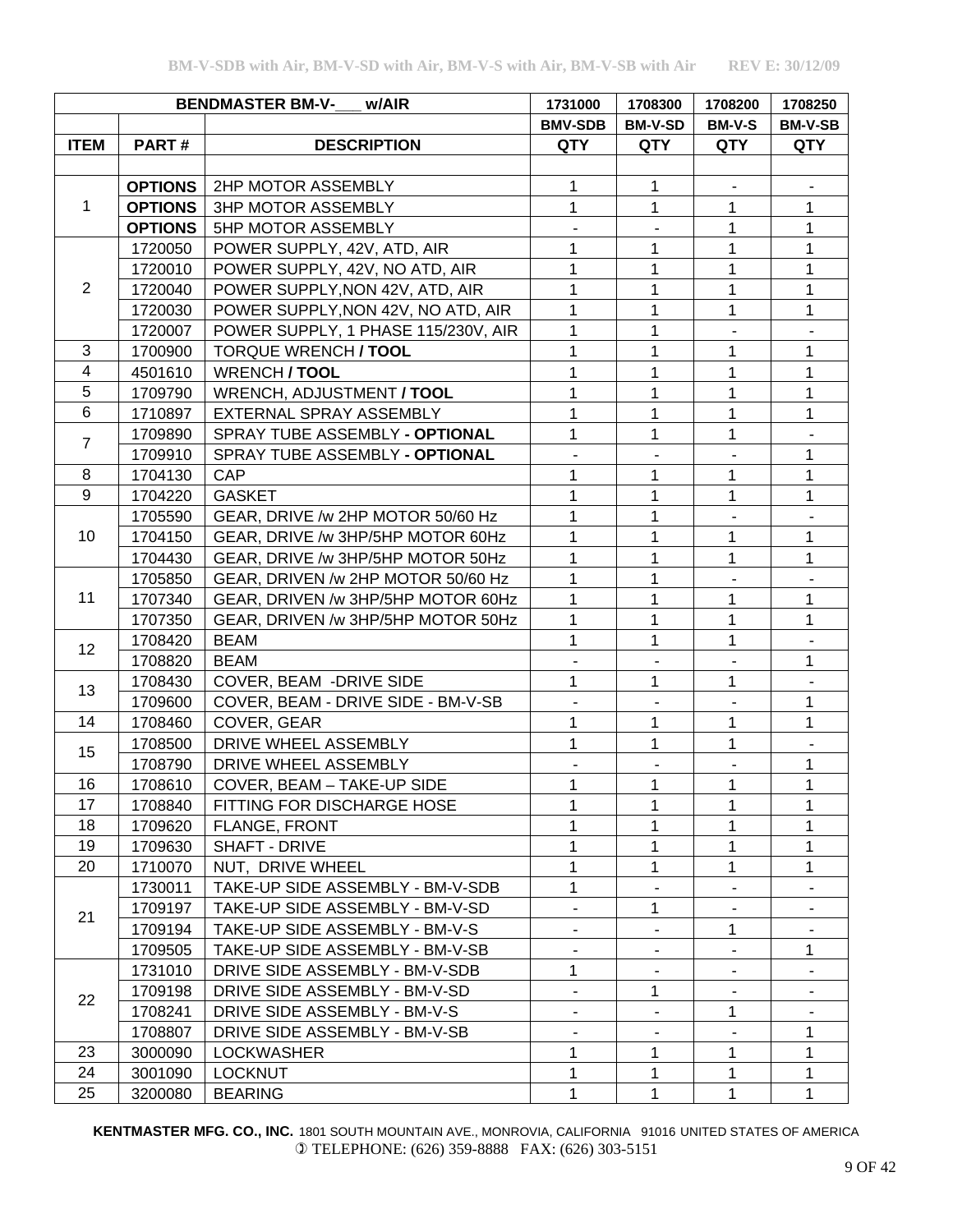| BENDMASTER BM-V-___ w/AIR | | | 1731000 | 1708300 | 1708200 | 1708250 |
|---|---|---|---|---|---|---|
| | | | **BMV-SDB** | **BM-V-SD** | **BM-V-S** | **BM-V-SB** |
| **ITEM** | **PART #** | **DESCRIPTION** | **QTY** | **QTY** | **QTY** | **QTY** |
| 1 | **OPTIONS** | 2HP MOTOR ASSEMBLY | 1 | 1 | - | - |
| | **OPTIONS** | 3HP MOTOR ASSEMBLY | 1 | 1 | 1 | 1 |
| | **OPTIONS** | 5HP MOTOR ASSEMBLY | - | - | 1 | 1 |
| 2 | 1720050 | POWER SUPPLY, 42V, ATD, AIR | 1 | 1 | 1 | 1 |
| | 1720010 | POWER SUPPLY, 42V, NO ATD, AIR | 1 | 1 | 1 | 1 |
| | 1720040 | POWER SUPPLY,NON 42V, ATD, AIR | 1 | 1 | 1 | 1 |
| | 1720030 | POWER SUPPLY,NON 42V, NO ATD, AIR | 1 | 1 | 1 | 1 |
| | 1720007 | POWER SUPPLY, 1 PHASE 115/230V, AIR | 1 | 1 | - | - |
| 3 | 1700900 | TORQUE WRENCH **/ TOOL** | 1 | 1 | 1 | 1 |
| 4 | 4501610 | WRENCH **/ TOOL** | 1 | 1 | 1 | 1 |
| 5 | 1709790 | WRENCH, ADJUSTMENT **/ TOOL** | 1 | 1 | 1 | 1 |
| 6 | 1710897 | EXTERNAL SPRAY ASSEMBLY | 1 | 1 | 1 | 1 |
| 7 | 1709890 | SPRAY TUBE ASSEMBLY **- OPTIONAL** | 1 | 1 | 1 | - |
| | 1709910 | SPRAY TUBE ASSEMBLY **- OPTIONAL** | - | - | - | 1 |
| 8 | 1704130 | CAP | 1 | 1 | 1 | 1 |
| 9 | 1704220 | GASKET | 1 | 1 | 1 | 1 |
| 10 | 1705590 | GEAR, DRIVE /w 2HP MOTOR 50/60 Hz | 1 | 1 | - | - |
| | 1704150 | GEAR, DRIVE /w 3HP/5HP MOTOR 60Hz | 1 | 1 | 1 | 1 |
| | 1704430 | GEAR, DRIVE /w 3HP/5HP MOTOR 50Hz | 1 | 1 | 1 | 1 |
| 11 | 1705850 | GEAR, DRIVEN /w 2HP MOTOR 50/60 Hz | 1 | 1 | - | - |
| | 1707340 | GEAR, DRIVEN /w 3HP/5HP MOTOR 60Hz | 1 | 1 | 1 | 1 |
| | 1707350 | GEAR, DRIVEN /w 3HP/5HP MOTOR 50Hz | 1 | 1 | 1 | 1 |
| 12 | 1708420 | BEAM | 1 | 1 | 1 | - |
| | 1708820 | BEAM | - | - | - | 1 |
| 13 | 1708430 | COVER, BEAM -DRIVE SIDE | 1 | 1 | 1 | - |
| | 1709600 | COVER, BEAM - DRIVE SIDE - BM-V-SB | - | - | - | 1 |
| 14 | 1708460 | COVER, GEAR | 1 | 1 | 1 | 1 |
| 15 | 1708500 | DRIVE WHEEL ASSEMBLY | 1 | 1 | 1 | - |
| | 1708790 | DRIVE WHEEL ASSEMBLY | - | - | - | 1 |
| 16 | 1708610 | COVER, BEAM – TAKE-UP SIDE | 1 | 1 | 1 | 1 |
| 17 | 1708840 | FITTING FOR DISCHARGE HOSE | 1 | 1 | 1 | 1 |
| 18 | 1709620 | FLANGE, FRONT | 1 | 1 | 1 | 1 |
| 19 | 1709630 | SHAFT - DRIVE | 1 | 1 | 1 | 1 |
| 20 | 1710070 | NUT, DRIVE WHEEL | 1 | 1 | 1 | 1 |
| 21 | 1730011 | TAKE-UP SIDE ASSEMBLY - BM-V-SDB | 1 | - | - | - |
| | 1709197 | TAKE-UP SIDE ASSEMBLY - BM-V-SD | - | 1 | - | - |
| | 1709194 | TAKE-UP SIDE ASSEMBLY - BM-V-S | - | - | 1 | - |
| | 1709505 | TAKE-UP SIDE ASSEMBLY - BM-V-SB | - | - | - | 1 |
| 22 | 1731010 | DRIVE SIDE ASSEMBLY - BM-V-SDB | 1 | - | - | - |
| | 1709198 | DRIVE SIDE ASSEMBLY - BM-V-SD | - | 1 | - | - |
| | 1708241 | DRIVE SIDE ASSEMBLY - BM-V-S | - | - | 1 | - |
| | 1708807 | DRIVE SIDE ASSEMBLY - BM-V-SB | - | - | - | 1 |
| 23 | 3000090 | LOCKWASHER | 1 | 1 | 1 | 1 |
| 24 | 3001090 | LOCKNUT | 1 | 1 | 1 | 1 |
| 25 | 3200080 | BEARING | 1 | 1 | 1 | 1 |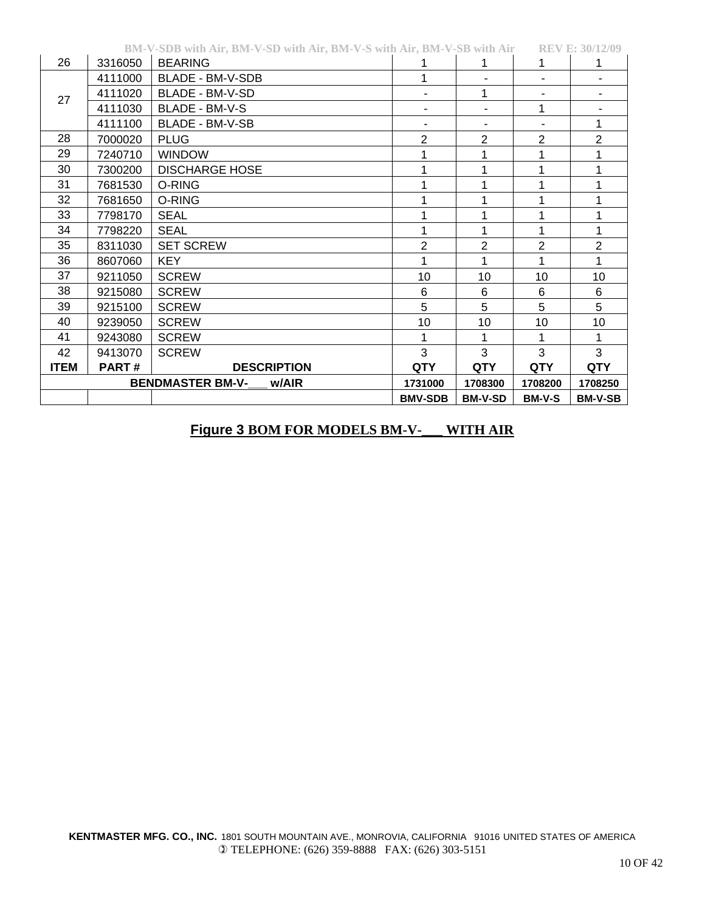| ITEM | PART # | DESCRIPTION | QTY | QTY | QTY | QTY |
|---|---|---|---|---|---|---|
| 26 | 3316050 | BEARING | 1 | 1 | 1 | 1 |
| 27 | 4111000 | BLADE - BM-V-SDB | 1 | - | - | - |
| | 4111020 | BLADE - BM-V-SD | - | 1 | - | - |
| | 4111030 | BLADE - BM-V-S | - | - | 1 | - |
| | 4111100 | BLADE - BM-V-SB | - | - | - | 1 |
| 28 | 7000020 | PLUG | 2 | 2 | 2 | 2 |
| 29 | 7240710 | WINDOW | 1 | 1 | 1 | 1 |
| 30 | 7300200 | DISCHARGE HOSE | 1 | 1 | 1 | 1 |
| 31 | 7681530 | O-RING | 1 | 1 | 1 | 1 |
| 32 | 7681650 | O-RING | 1 | 1 | 1 | 1 |
| 33 | 7798170 | SEAL | 1 | 1 | 1 | 1 |
| 34 | 7798220 | SEAL | 1 | 1 | 1 | 1 |
| 35 | 8311030 | SET SCREW | 2 | 2 | 2 | 2 |
| 36 | 8607060 | KEY | 1 | 1 | 1 | 1 |
| 37 | 9211050 | SCREW | 10 | 10 | 10 | 10 |
| 38 | 9215080 | SCREW | 6 | 6 | 6 | 6 |
| 39 | 9215100 | SCREW | 5 | 5 | 5 | 5 |
| 40 | 9239050 | SCREW | 10 | 10 | 10 | 10 |
| 41 | 9243080 | SCREW | 1 | 1 | 1 | 1 |
| 42 | 9413070 | SCREW | 3 | 3 | 3 | 3 |
| **ITEM** | **PART #** | **DESCRIPTION** | **QTY** | **QTY** | **QTY** | **QTY** |
| **BENDMASTER BM-V-___ w/AIR** | | | **1731000** | **1708300** | **1708200** | **1708250** |
| | | | **BMV-SDB** | **BM-V-SD** | **BM-V-S** | **BM-V-SB** |

**Figure 3 BOM FOR MODELS BM-V-___ WITH AIR**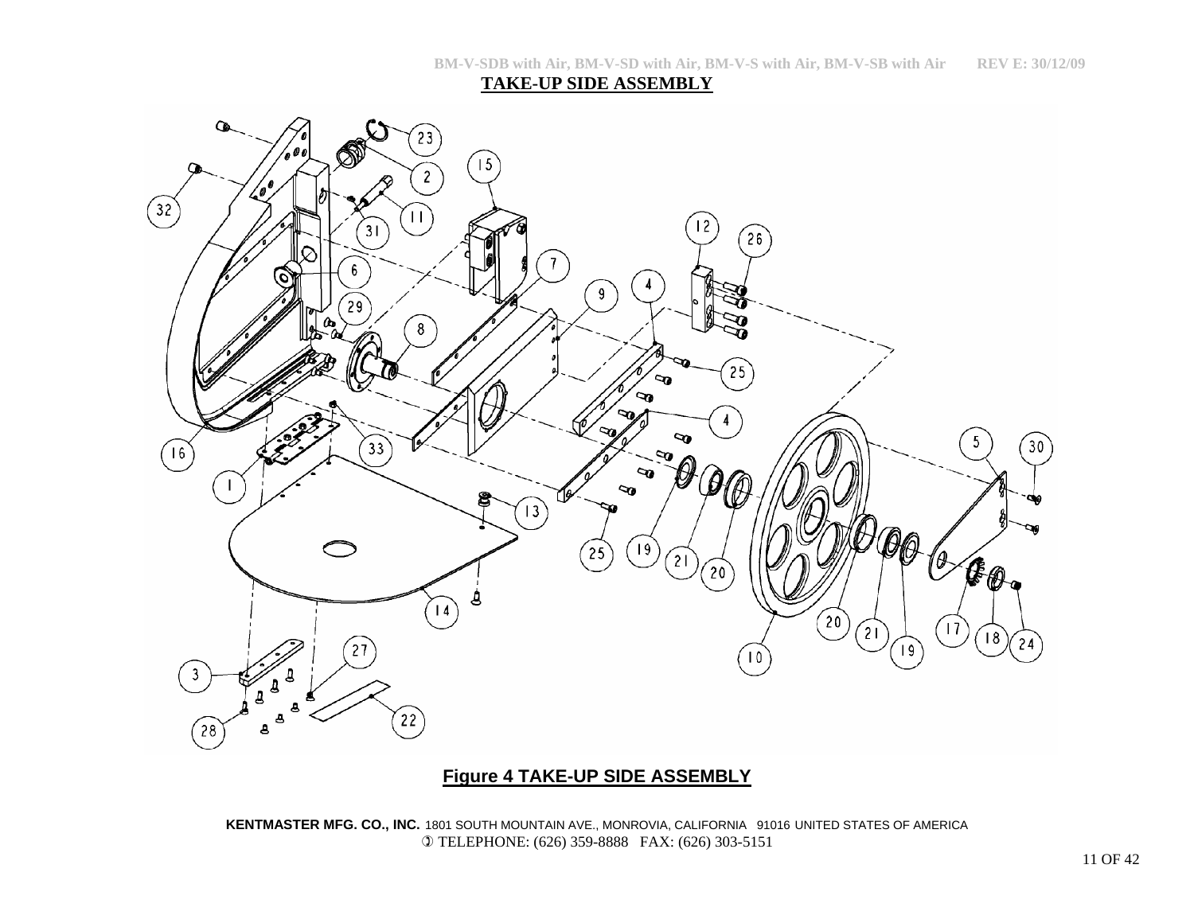## TAKE-UP SIDE ASSEMBLY

**Figure 4 TAKE-UP SIDE ASSEMBLY**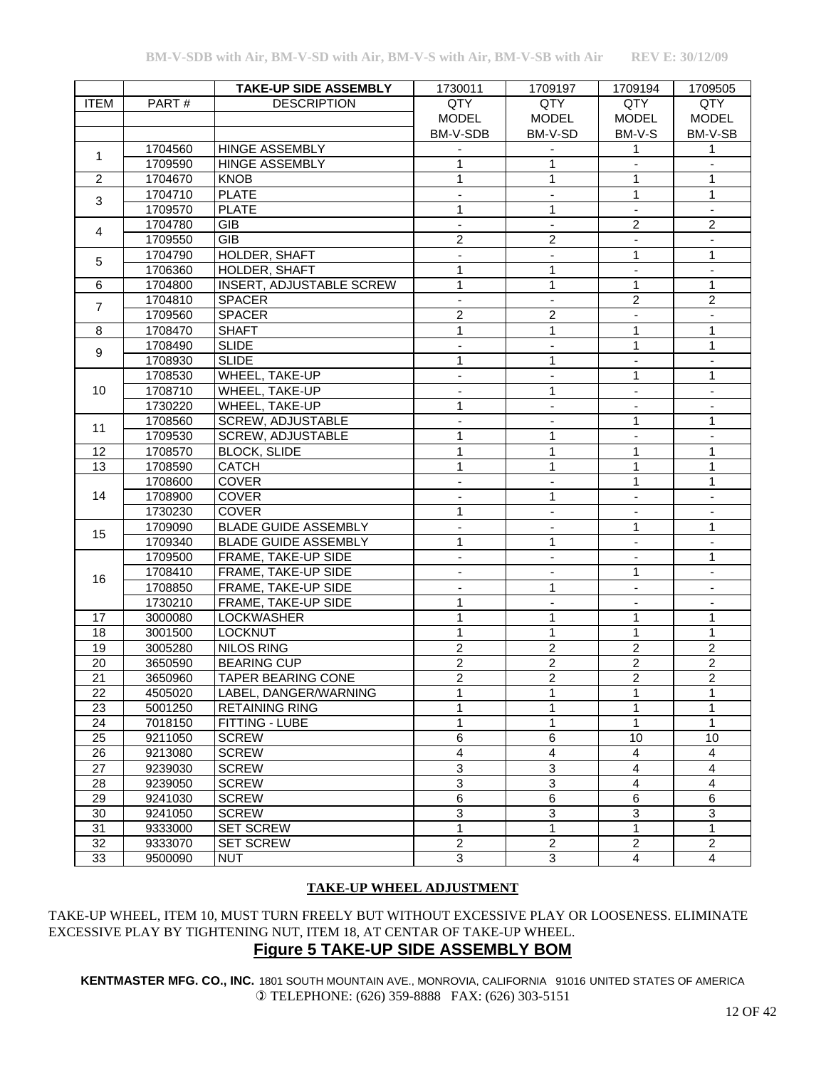| | | TAKE-UP SIDE ASSEMBLY | 1730011 | 1709197 | 1709194 | 1709505 |
|---|---|---|---|---|---|---|
| ITEM | PART # | DESCRIPTION | QTY | QTY | QTY | QTY |
| | | | MODEL | MODEL | MODEL | MODEL |
| | | | BM-V-SDB | BM-V-SD | BM-V-S | BM-V-SB |
| 1 | 1704560 | HINGE ASSEMBLY | - | - | 1 | 1 |
| | 1709590 | HINGE ASSEMBLY | 1 | 1 | - | - |
| 2 | 1704670 | KNOB | 1 | 1 | 1 | 1 |
| 3 | 1704710 | PLATE | - | - | 1 | 1 |
| | 1709570 | PLATE | 1 | 1 | - | - |
| 4 | 1704780 | GIB | - | - | 2 | 2 |
| | 1709550 | GIB | 2 | 2 | - | - |
| 5 | 1704790 | HOLDER, SHAFT | - | - | 1 | 1 |
| | 1706360 | HOLDER, SHAFT | 1 | 1 | - | - |
| 6 | 1704800 | INSERT, ADJUSTABLE SCREW | 1 | 1 | 1 | 1 |
| 7 | 1704810 | SPACER | - | - | 2 | 2 |
| | 1709560 | SPACER | 2 | 2 | - | - |
| 8 | 1708470 | SHAFT | 1 | 1 | 1 | 1 |
| 9 | 1708490 | SLIDE | - | - | 1 | 1 |
| | 1708930 | SLIDE | 1 | 1 | - | - |
| 10 | 1708530 | WHEEL, TAKE-UP | - | - | 1 | 1 |
| | 1708710 | WHEEL, TAKE-UP | - | 1 | - | - |
| | 1730220 | WHEEL, TAKE-UP | 1 | - | - | - |
| 11 | 1708560 | SCREW, ADJUSTABLE | - | - | 1 | 1 |
| | 1709530 | SCREW, ADJUSTABLE | 1 | 1 | - | - |
| 12 | 1708570 | BLOCK, SLIDE | 1 | 1 | 1 | 1 |
| 13 | 1708590 | CATCH | 1 | 1 | 1 | 1 |
| 14 | 1708600 | COVER | - | - | 1 | 1 |
| | 1708900 | COVER | - | 1 | - | - |
| | 1730230 | COVER | 1 | - | - | - |
| 15 | 1709090 | BLADE GUIDE ASSEMBLY | - | - | 1 | 1 |
| | 1709340 | BLADE GUIDE ASSEMBLY | 1 | 1 | - | - |
| 16 | 1709500 | FRAME, TAKE-UP SIDE | - | - | - | 1 |
| | 1708410 | FRAME, TAKE-UP SIDE | - | - | 1 | - |
| | 1708850 | FRAME, TAKE-UP SIDE | - | 1 | - | - |
| | 1730210 | FRAME, TAKE-UP SIDE | 1 | - | - | - |
| 17 | 3000080 | LOCKWASHER | 1 | 1 | 1 | 1 |
| 18 | 3001500 | LOCKNUT | 1 | 1 | 1 | 1 |
| 19 | 3005280 | NILOS RING | 2 | 2 | 2 | 2 |
| 20 | 3650590 | BEARING CUP | 2 | 2 | 2 | 2 |
| 21 | 3650960 | TAPER BEARING CONE | 2 | 2 | 2 | 2 |
| 22 | 4505020 | LABEL, DANGER/WARNING | 1 | 1 | 1 | 1 |
| 23 | 5001250 | RETAINING RING | 1 | 1 | 1 | 1 |
| 24 | 7018150 | FITTING - LUBE | 1 | 1 | 1 | 1 |
| 25 | 9211050 | SCREW | 6 | 6 | 10 | 10 |
| 26 | 9213080 | SCREW | 4 | 4 | 4 | 4 |
| 27 | 9239030 | SCREW | 3 | 3 | 4 | 4 |
| 28 | 9239050 | SCREW | 3 | 3 | 4 | 4 |
| 29 | 9241030 | SCREW | 6 | 6 | 6 | 6 |
| 30 | 9241050 | SCREW | 3 | 3 | 3 | 3 |
| 31 | 9333000 | SET SCREW | 1 | 1 | 1 | 1 |
| 32 | 9333070 | SET SCREW | 2 | 2 | 2 | 2 |
| 33 | 9500090 | NUT | 3 | 3 | 4 | 4 |

**TAKE-UP WHEEL ADJUSTMENT**

TAKE-UP WHEEL, ITEM 10, MUST TURN FREELY BUT WITHOUT EXCESSIVE PLAY OR LOOSENESS. ELIMINATE EXCESSIVE PLAY BY TIGHTENING NUT, ITEM 18, AT CENTAR OF TAKE-UP WHEEL.

**Figure 5 TAKE-UP SIDE ASSEMBLY BOM**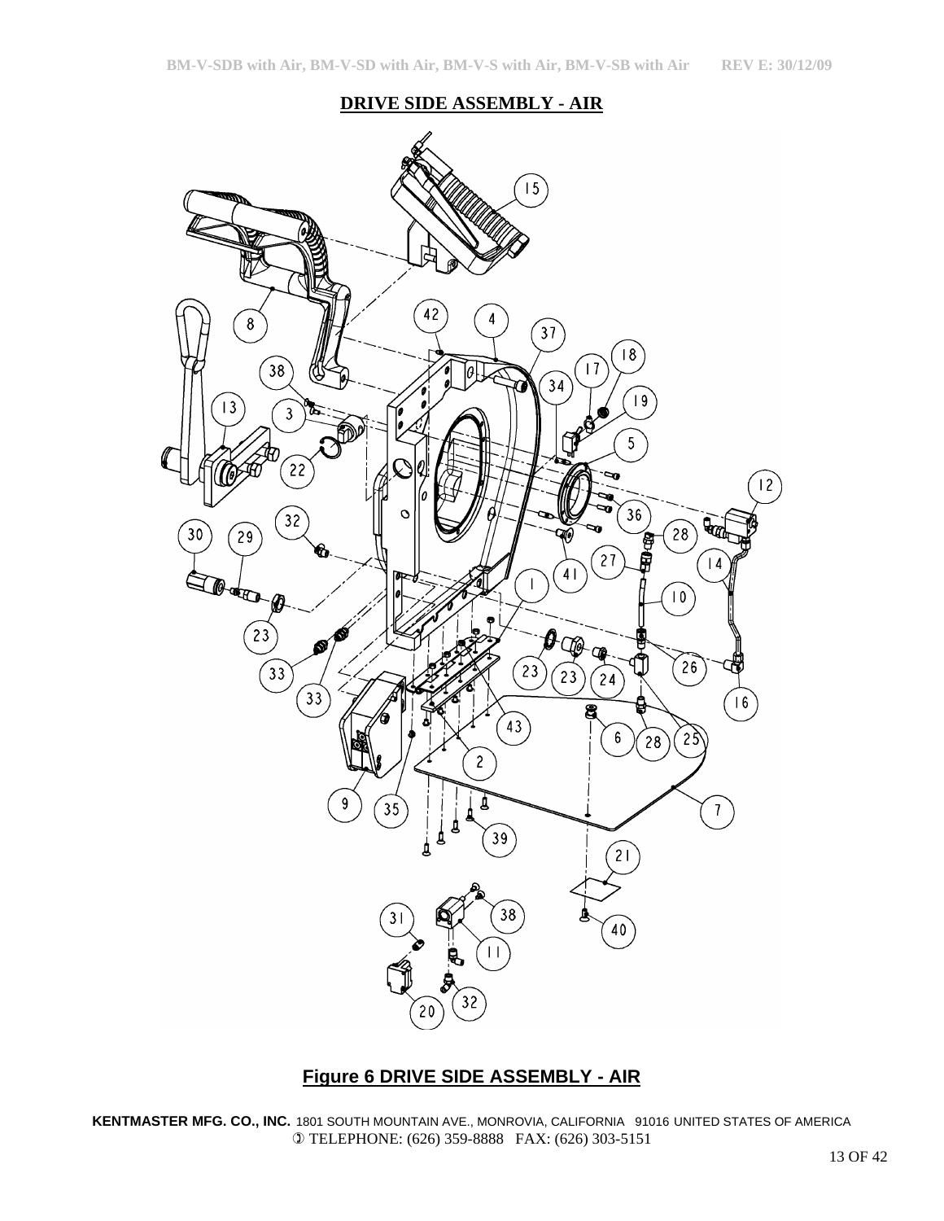## DRIVE SIDE ASSEMBLY - AIR

**Figure 6 DRIVE SIDE ASSEMBLY - AIR**

**KENTMASTER MFG. CO., INC.** 1801 SOUTH MOUNTAIN AVE., MONROVIA, CALIFORNIA 91016 UNITED STATES OF AMERICA
TELEPHONE: (626) 359-8888 FAX: (626) 303-5151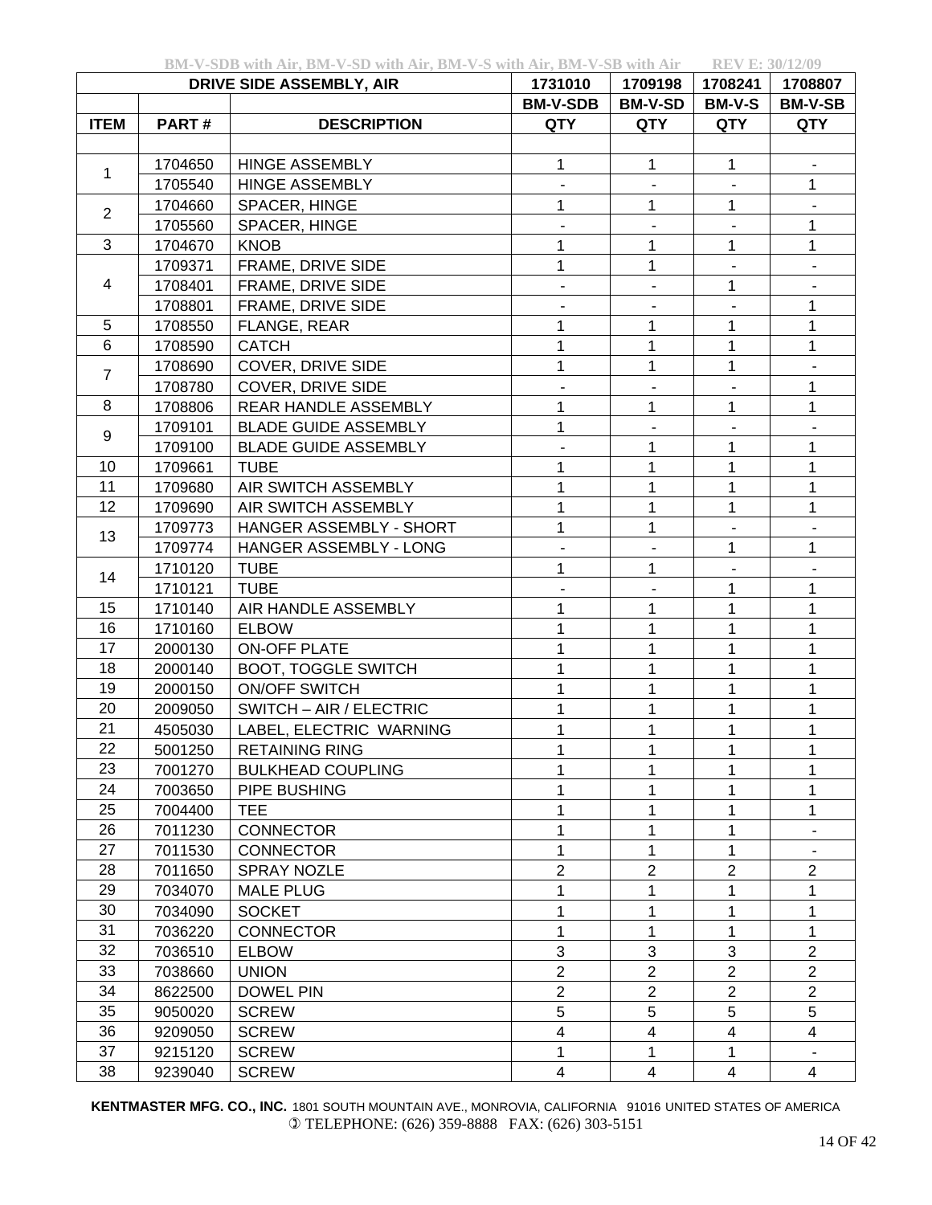BM-V-SDB with Air, BM-V-SD with Air, BM-V-S with Air, BM-V-SB with Air REV E: 30/12/09

| DRIVE SIDE ASSEMBLY, AIR | | | 1731010 | 1709198 | 1708241 | 1708807 |
|---|---|---|---|---|---|---|
| | | | BM-V-SDB | BM-V-SD | BM-V-S | BM-V-SB |
| ITEM | PART # | DESCRIPTION | QTY | QTY | QTY | QTY |
| | | | | | | |
| 1 | 1704650 | HINGE ASSEMBLY | 1 | 1 | 1 | - |
| | 1705540 | HINGE ASSEMBLY | - | - | - | 1 |
| 2 | 1704660 | SPACER, HINGE | 1 | 1 | 1 | - |
| | 1705560 | SPACER, HINGE | - | - | - | 1 |
| 3 | 1704670 | KNOB | 1 | 1 | 1 | 1 |
| 4 | 1709371 | FRAME, DRIVE SIDE | 1 | 1 | - | - |
| | 1708401 | FRAME, DRIVE SIDE | - | - | 1 | - |
| | 1708801 | FRAME, DRIVE SIDE | - | - | - | 1 |
| 5 | 1708550 | FLANGE, REAR | 1 | 1 | 1 | 1 |
| 6 | 1708590 | CATCH | 1 | 1 | 1 | 1 |
| 7 | 1708690 | COVER, DRIVE SIDE | 1 | 1 | 1 | - |
| | 1708780 | COVER, DRIVE SIDE | - | - | - | 1 |
| 8 | 1708806 | REAR HANDLE ASSEMBLY | 1 | 1 | 1 | 1 |
| 9 | 1709101 | BLADE GUIDE ASSEMBLY | 1 | - | - | - |
| | 1709100 | BLADE GUIDE ASSEMBLY | - | 1 | 1 | 1 |
| 10 | 1709661 | TUBE | 1 | 1 | 1 | 1 |
| 11 | 1709680 | AIR SWITCH ASSEMBLY | 1 | 1 | 1 | 1 |
| 12 | 1709690 | AIR SWITCH ASSEMBLY | 1 | 1 | 1 | 1 |
| 13 | 1709773 | HANGER ASSEMBLY - SHORT | 1 | 1 | - | - |
| | 1709774 | HANGER ASSEMBLY - LONG | - | - | 1 | 1 |
| 14 | 1710120 | TUBE | 1 | 1 | - | - |
| | 1710121 | TUBE | - | - | 1 | 1 |
| 15 | 1710140 | AIR HANDLE ASSEMBLY | 1 | 1 | 1 | 1 |
| 16 | 1710160 | ELBOW | 1 | 1 | 1 | 1 |
| 17 | 2000130 | ON-OFF PLATE | 1 | 1 | 1 | 1 |
| 18 | 2000140 | BOOT, TOGGLE SWITCH | 1 | 1 | 1 | 1 |
| 19 | 2000150 | ON/OFF SWITCH | 1 | 1 | 1 | 1 |
| 20 | 2009050 | SWITCH – AIR / ELECTRIC | 1 | 1 | 1 | 1 |
| 21 | 4505030 | LABEL, ELECTRIC WARNING | 1 | 1 | 1 | 1 |
| 22 | 5001250 | RETAINING RING | 1 | 1 | 1 | 1 |
| 23 | 7001270 | BULKHEAD COUPLING | 1 | 1 | 1 | 1 |
| 24 | 7003650 | PIPE BUSHING | 1 | 1 | 1 | 1 |
| 25 | 7004400 | TEE | 1 | 1 | 1 | 1 |
| 26 | 7011230 | CONNECTOR | 1 | 1 | 1 | - |
| 27 | 7011530 | CONNECTOR | 1 | 1 | 1 | - |
| 28 | 7011650 | SPRAY NOZLE | 2 | 2 | 2 | 2 |
| 29 | 7034070 | MALE PLUG | 1 | 1 | 1 | 1 |
| 30 | 7034090 | SOCKET | 1 | 1 | 1 | 1 |
| 31 | 7036220 | CONNECTOR | 1 | 1 | 1 | 1 |
| 32 | 7036510 | ELBOW | 3 | 3 | 3 | 2 |
| 33 | 7038660 | UNION | 2 | 2 | 2 | 2 |
| 34 | 8622500 | DOWEL PIN | 2 | 2 | 2 | 2 |
| 35 | 9050020 | SCREW | 5 | 5 | 5 | 5 |
| 36 | 9209050 | SCREW | 4 | 4 | 4 | 4 |
| 37 | 9215120 | SCREW | 1 | 1 | 1 | - |
| 38 | 9239040 | SCREW | 4 | 4 | 4 | 4 |

**KENTMASTER MFG. CO., INC.** 1801 SOUTH MOUNTAIN AVE., MONROVIA, CALIFORNIA 91016 UNITED STATES OF AMERICA
TELEPHONE: (626) 359-8888 FAX: (626) 303-5151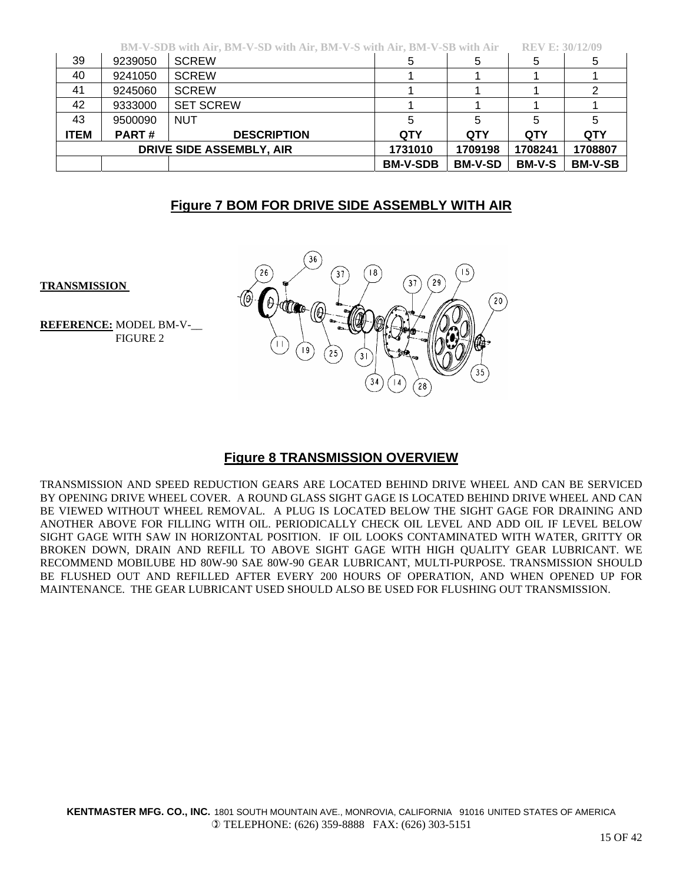| 39 | 9239050 | SCREW | 5 | 5 | 5 | 5 |
|---|---|---|---|---|---|---|
| 40 | 9241050 | SCREW | 1 | 1 | 1 | 1 |
| 41 | 9245060 | SCREW | 1 | 1 | 1 | 2 |
| 42 | 9333000 | SET SCREW | 1 | 1 | 1 | 1 |
| 43 | 9500090 | NUT | 5 | 5 | 5 | 5 |
| **ITEM** | **PART #** | **DESCRIPTION** | **QTY** | **QTY** | **QTY** | **QTY** |
| **DRIVE SIDE ASSEMBLY, AIR** | | | **1731010** | **1709198** | **1708241** | **1708807** |
| | | | **BM-V-SDB** | **BM-V-SD** | **BM-V-S** | **BM-V-SB** |

## Figure 7 BOM FOR DRIVE SIDE ASSEMBLY WITH AIR

**TRANSMISSION**

**REFERENCE:** MODEL BM-V-__
FIGURE 2

## Figure 8 TRANSMISSION OVERVIEW

TRANSMISSION AND SPEED REDUCTION GEARS ARE LOCATED BEHIND DRIVE WHEEL AND CAN BE SERVICED BY OPENING DRIVE WHEEL COVER. A ROUND GLASS SIGHT GAGE IS LOCATED BEHIND DRIVE WHEEL AND CAN BE VIEWED WITHOUT WHEEL REMOVAL. A PLUG IS LOCATED BELOW THE SIGHT GAGE FOR DRAINING AND ANOTHER ABOVE FOR FILLING WITH OIL. PERIODICALLY CHECK OIL LEVEL AND ADD OIL IF LEVEL BELOW SIGHT GAGE WITH SAW IN HORIZONTAL POSITION. IF OIL LOOKS CONTAMINATED WITH WATER, GRITTY OR BROKEN DOWN, DRAIN AND REFILL TO ABOVE SIGHT GAGE WITH HIGH QUALITY GEAR LUBRICANT. WE RECOMMEND MOBILUBE HD 80W-90 SAE 80W-90 GEAR LUBRICANT, MULTI-PURPOSE. TRANSMISSION SHOULD BE FLUSHED OUT AND REFILLED AFTER EVERY 200 HOURS OF OPERATION, AND WHEN OPENED UP FOR MAINTENANCE. THE GEAR LUBRICANT USED SHOULD ALSO BE USED FOR FLUSHING OUT TRANSMISSION.

**KENTMASTER MFG. CO., INC.** 1801 SOUTH MOUNTAIN AVE., MONROVIA, CALIFORNIA 91016 UNITED STATES OF AMERICA
TELEPHONE: (626) 359-8888 FAX: (626) 303-5151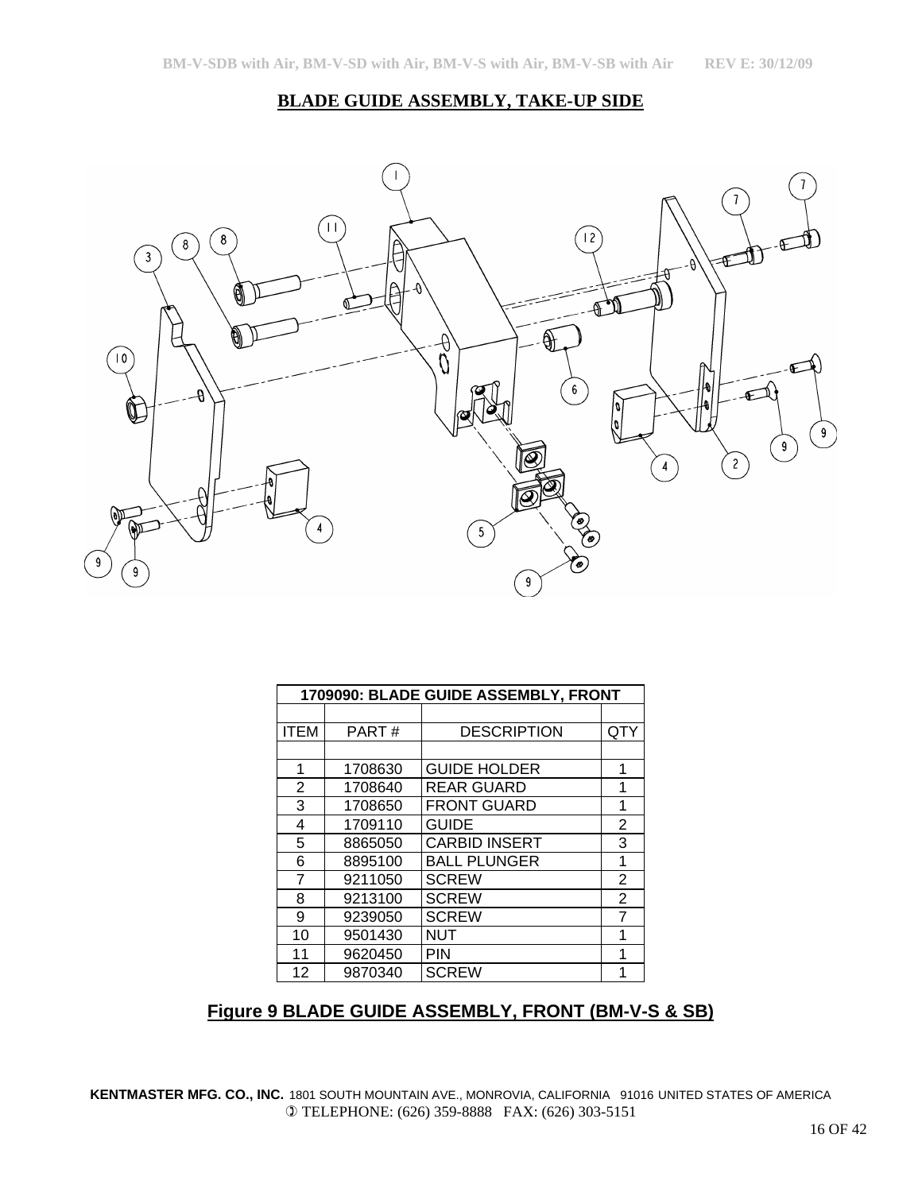## BLADE GUIDE ASSEMBLY, TAKE-UP SIDE

| 1709090: BLADE GUIDE ASSEMBLY, FRONT | | | |
|---|---|---|---|
| | | | |
| ITEM | PART # | DESCRIPTION | QTY |
| | | | |
| 1 | 1708630 | GUIDE HOLDER | 1 |
| 2 | 1708640 | REAR GUARD | 1 |
| 3 | 1708650 | FRONT GUARD | 1 |
| 4 | 1709110 | GUIDE | 2 |
| 5 | 8865050 | CARBID INSERT | 3 |
| 6 | 8895100 | BALL PLUNGER | 1 |
| 7 | 9211050 | SCREW | 2 |
| 8 | 9213100 | SCREW | 2 |
| 9 | 9239050 | SCREW | 7 |
| 10 | 9501430 | NUT | 1 |
| 11 | 9620450 | PIN | 1 |
| 12 | 9870340 | SCREW | 1 |

**Figure 9 BLADE GUIDE ASSEMBLY, FRONT (BM-V-S & SB)**

**KENTMASTER MFG. CO., INC.** 1801 SOUTH MOUNTAIN AVE., MONROVIA, CALIFORNIA 91016 UNITED STATES OF AMERICA
TELEPHONE: (626) 359-8888 FAX: (626) 303-5151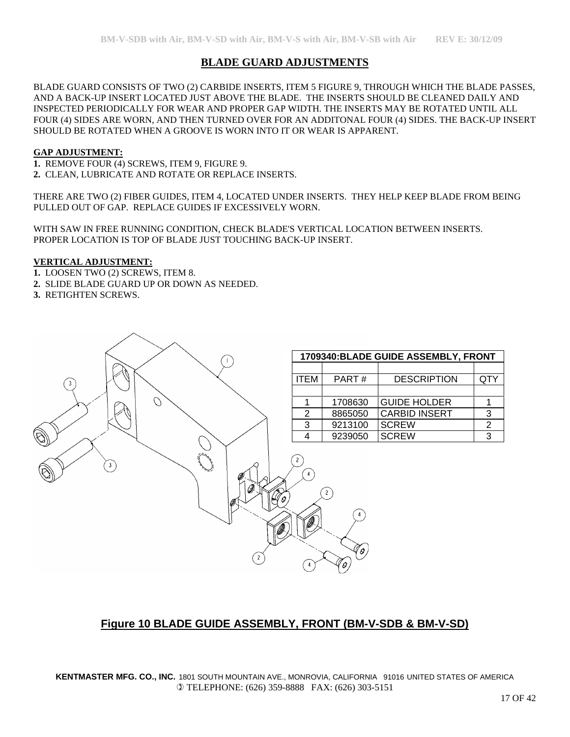## BLADE GUARD ADJUSTMENTS

BLADE GUARD CONSISTS OF TWO (2) CARBIDE INSERTS, ITEM 5 FIGURE 9, THROUGH WHICH THE BLADE PASSES, AND A BACK-UP INSERT LOCATED JUST ABOVE THE BLADE. THE INSERTS SHOULD BE CLEANED DAILY AND INSPECTED PERIODICALLY FOR WEAR AND PROPER GAP WIDTH. THE INSERTS MAY BE ROTATED UNTIL ALL FOUR (4) SIDES ARE WORN, AND THEN TURNED OVER FOR AN ADDITONAL FOUR (4) SIDES. THE BACK-UP INSERT SHOULD BE ROTATED WHEN A GROOVE IS WORN INTO IT OR WEAR IS APPARENT.

**GAP ADJUSTMENT:**

**1.** REMOVE FOUR (4) SCREWS, ITEM 9, FIGURE 9.
**2.** CLEAN, LUBRICATE AND ROTATE OR REPLACE INSERTS.

THERE ARE TWO (2) FIBER GUIDES, ITEM 4, LOCATED UNDER INSERTS. THEY HELP KEEP BLADE FROM BEING PULLED OUT OF GAP. REPLACE GUIDES IF EXCESSIVELY WORN.

WITH SAW IN FREE RUNNING CONDITION, CHECK BLADE'S VERTICAL LOCATION BETWEEN INSERTS. PROPER LOCATION IS TOP OF BLADE JUST TOUCHING BACK-UP INSERT.

**VERTICAL ADJUSTMENT:**

**1.** LOOSEN TWO (2) SCREWS, ITEM 8.
**2.** SLIDE BLADE GUARD UP OR DOWN AS NEEDED.
**3.** RETIGHTEN SCREWS.

**1709340:BLADE GUIDE ASSEMBLY, FRONT**

| ITEM | PART # | DESCRIPTION | QTY |
|---|---|---|---|
| 1 | 1708630 | GUIDE HOLDER | 1 |
| 2 | 8865050 | CARBID INSERT | 3 |
| 3 | 9213100 | SCREW | 2 |
| 4 | 9239050 | SCREW | 3 |

**Figure 10 BLADE GUIDE ASSEMBLY, FRONT (BM-V-SDB & BM-V-SD)**

**KENTMASTER MFG. CO., INC.** 1801 SOUTH MOUNTAIN AVE., MONROVIA, CALIFORNIA 91016 UNITED STATES OF AMERICA
TELEPHONE: (626) 359-8888 FAX: (626) 303-5151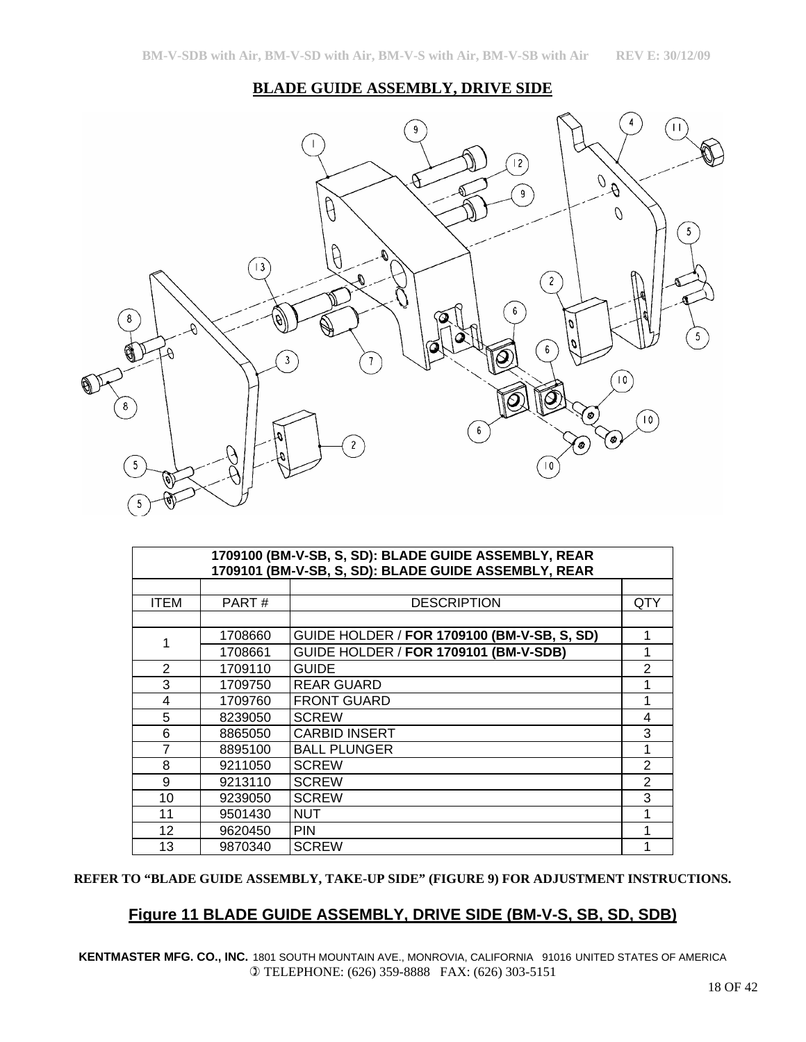## BLADE GUIDE ASSEMBLY, DRIVE SIDE

| 1709100 (BM-V-SB, S, SD): BLADE GUIDE ASSEMBLY, REAR<br>1709101 (BM-V-SB, S, SD): BLADE GUIDE ASSEMBLY, REAR | | | |
|---|---|---|---|
| ITEM | PART # | DESCRIPTION | QTY |
| 1 | 1708660 | GUIDE HOLDER / **FOR 1709100 (BM-V-SB, S, SD)** | 1 |
| | 1708661 | GUIDE HOLDER / **FOR 1709101 (BM-V-SDB)** | 1 |
| 2 | 1709110 | GUIDE | 2 |
| 3 | 1709750 | REAR GUARD | 1 |
| 4 | 1709760 | FRONT GUARD | 1 |
| 5 | 8239050 | SCREW | 4 |
| 6 | 8865050 | CARBID INSERT | 3 |
| 7 | 8895100 | BALL PLUNGER | 1 |
| 8 | 9211050 | SCREW | 2 |
| 9 | 9213110 | SCREW | 2 |
| 10 | 9239050 | SCREW | 3 |
| 11 | 9501430 | NUT | 1 |
| 12 | 9620450 | PIN | 1 |
| 13 | 9870340 | SCREW | 1 |

**REFER TO "BLADE GUIDE ASSEMBLY, TAKE-UP SIDE" (FIGURE 9) FOR ADJUSTMENT INSTRUCTIONS.**

## Figure 11 BLADE GUIDE ASSEMBLY, DRIVE SIDE (BM-V-S, SB, SD, SDB)

**KENTMASTER MFG. CO., INC.** 1801 SOUTH MOUNTAIN AVE., MONROVIA, CALIFORNIA 91016 UNITED STATES OF AMERICA
TELEPHONE: (626) 359-8888 FAX: (626) 303-5151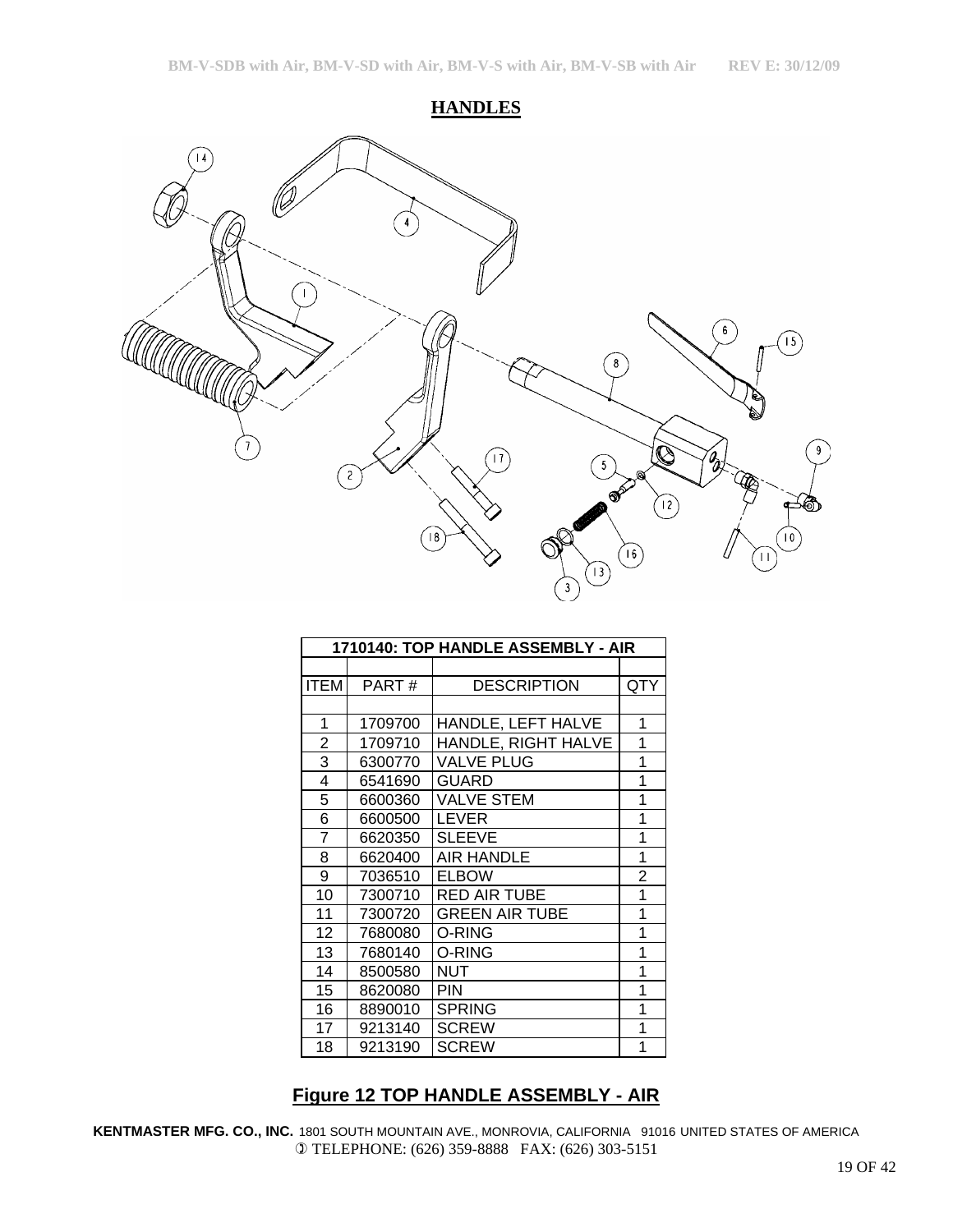## HANDLES

| 1710140: TOP HANDLE ASSEMBLY - AIR | | | |
|---|---|---|---|
| | | | |
| ITEM | PART # | DESCRIPTION | QTY |
| | | | |
| 1 | 1709700 | HANDLE, LEFT HALVE | 1 |
| 2 | 1709710 | HANDLE, RIGHT HALVE | 1 |
| 3 | 6300770 | VALVE PLUG | 1 |
| 4 | 6541690 | GUARD | 1 |
| 5 | 6600360 | VALVE STEM | 1 |
| 6 | 6600500 | LEVER | 1 |
| 7 | 6620350 | SLEEVE | 1 |
| 8 | 6620400 | AIR HANDLE | 1 |
| 9 | 7036510 | ELBOW | 2 |
| 10 | 7300710 | RED AIR TUBE | 1 |
| 11 | 7300720 | GREEN AIR TUBE | 1 |
| 12 | 7680080 | O-RING | 1 |
| 13 | 7680140 | O-RING | 1 |
| 14 | 8500580 | NUT | 1 |
| 15 | 8620080 | PIN | 1 |
| 16 | 8890010 | SPRING | 1 |
| 17 | 9213140 | SCREW | 1 |
| 18 | 9213190 | SCREW | 1 |

**Figure 12 TOP HANDLE ASSEMBLY - AIR**

**KENTMASTER MFG. CO., INC.** 1801 SOUTH MOUNTAIN AVE., MONROVIA, CALIFORNIA 91016 UNITED STATES OF AMERICA
TELEPHONE: (626) 359-8888 FAX: (626) 303-5151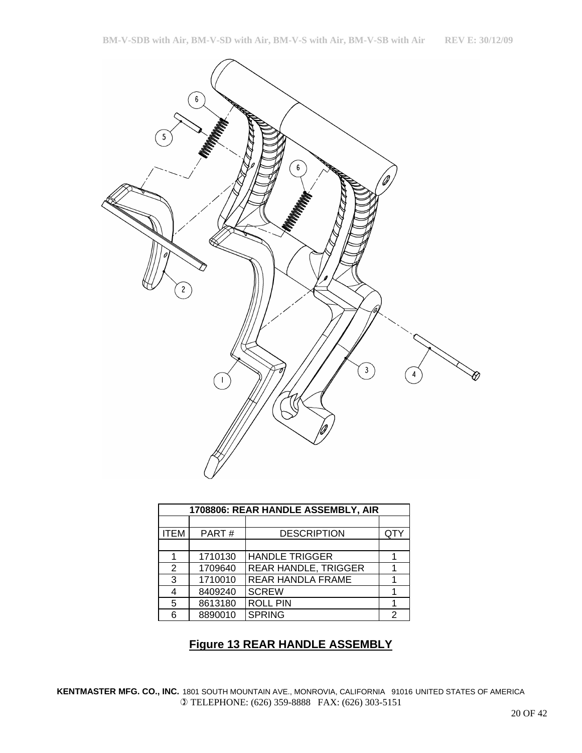| 1708806: REAR HANDLE ASSEMBLY, AIR | | | |
|---|---|---|---|
| | | | |
| ITEM | PART # | DESCRIPTION | QTY |
| | | | |
| 1 | 1710130 | HANDLE TRIGGER | 1 |
| 2 | 1709640 | REAR HANDLE, TRIGGER | 1 |
| 3 | 1710010 | REAR HANDLA FRAME | 1 |
| 4 | 8409240 | SCREW | 1 |
| 5 | 8613180 | ROLL PIN | 1 |
| 6 | 8890010 | SPRING | 2 |

**Figure 13 REAR HANDLE ASSEMBLY**

**KENTMASTER MFG. CO., INC.** 1801 SOUTH MOUNTAIN AVE., MONROVIA, CALIFORNIA 91016 UNITED STATES OF AMERICA
TELEPHONE: (626) 359-8888 FAX: (626) 303-5151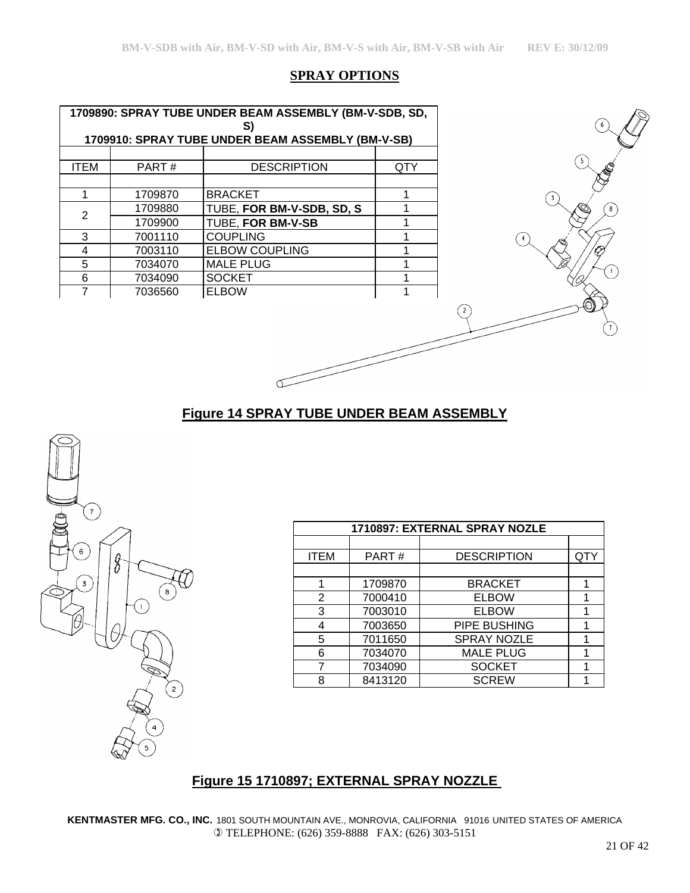## SPRAY OPTIONS

| 1709890: SPRAY TUBE UNDER BEAM ASSEMBLY (BM-V-SDB, SD, S) 1709910: SPRAY TUBE UNDER BEAM ASSEMBLY (BM-V-SB) | | | |
|---|---|---|---|
| ITEM | PART # | DESCRIPTION | QTY |
| 1 | 1709870 | BRACKET | 1 |
| 2 | 1709880 | TUBE, **FOR BM-V-SDB, SD, S** | 1 |
| | 1709900 | TUBE, **FOR BM-V-SB** | 1 |
| 3 | 7001110 | COUPLING | 1 |
| 4 | 7003110 | ELBOW COUPLING | 1 |
| 5 | 7034070 | MALE PLUG | 1 |
| 6 | 7034090 | SOCKET | 1 |
| 7 | 7036560 | ELBOW | 1 |

**Figure 14 SPRAY TUBE UNDER BEAM ASSEMBLY**

| 1710897: EXTERNAL SPRAY NOZLE | | | |
|---|---|---|---|
| ITEM | PART # | DESCRIPTION | QTY |
| 1 | 1709870 | BRACKET | 1 |
| 2 | 7000410 | ELBOW | 1 |
| 3 | 7003010 | ELBOW | 1 |
| 4 | 7003650 | PIPE BUSHING | 1 |
| 5 | 7011650 | SPRAY NOZLE | 1 |
| 6 | 7034070 | MALE PLUG | 1 |
| 7 | 7034090 | SOCKET | 1 |
| 8 | 8413120 | SCREW | 1 |

**Figure 15 1710897; EXTERNAL SPRAY NOZZLE**

**KENTMASTER MFG. CO., INC.** 1801 SOUTH MOUNTAIN AVE., MONROVIA, CALIFORNIA 91016 UNITED STATES OF AMERICA
TELEPHONE: (626) 359-8888 FAX: (626) 303-5151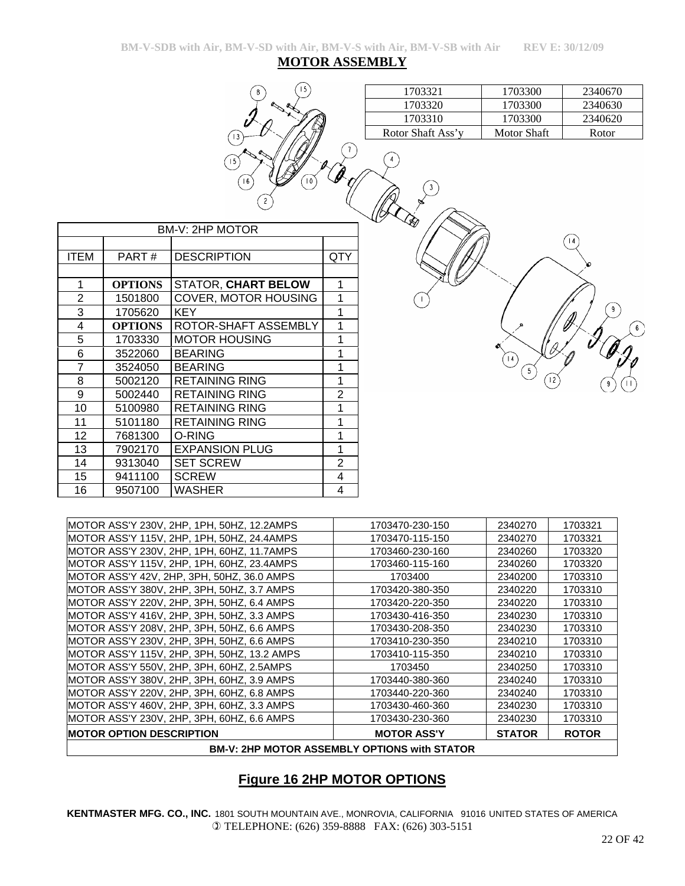## MOTOR ASSEMBLY

| 1703321 | 1703300 | 2340670 |
|---|---|---|
| 1703320 | 1703300 | 2340630 |
| 1703310 | 1703300 | 2340620 |
| Rotor Shaft Ass'y | Motor Shaft | Rotor |

| BM-V: 2HP MOTOR | | | |
|---|---|---|---|
| ITEM | PART # | DESCRIPTION | QTY |
| 1 | **OPTIONS** | STATOR, **CHART BELOW** | 1 |
| 2 | 1501800 | COVER, MOTOR HOUSING | 1 |
| 3 | 1705620 | KEY | 1 |
| 4 | **OPTIONS** | ROTOR-SHAFT ASSEMBLY | 1 |
| 5 | 1703330 | MOTOR HOUSING | 1 |
| 6 | 3522060 | BEARING | 1 |
| 7 | 3524050 | BEARING | 1 |
| 8 | 5002120 | RETAINING RING | 1 |
| 9 | 5002440 | RETAINING RING | 2 |
| 10 | 5100980 | RETAINING RING | 1 |
| 11 | 5101180 | RETAINING RING | 1 |
| 12 | 7681300 | O-RING | 1 |
| 13 | 7902170 | EXPANSION PLUG | 1 |
| 14 | 9313040 | SET SCREW | 2 |
| 15 | 9411100 | SCREW | 4 |
| 16 | 9507100 | WASHER | 4 |

| MOTOR OPTION DESCRIPTION | MOTOR ASS'Y | STATOR | ROTOR |
|---|---|---|---|
| MOTOR ASS'Y 230V, 2HP, 1PH, 50HZ, 12.2AMPS | 1703470-230-150 | 2340270 | 1703321 |
| MOTOR ASS'Y 115V, 2HP, 1PH, 50HZ, 24.4AMPS | 1703470-115-150 | 2340270 | 1703321 |
| MOTOR ASS'Y 230V, 2HP, 1PH, 60HZ, 11.7AMPS | 1703460-230-160 | 2340260 | 1703320 |
| MOTOR ASS'Y 115V, 2HP, 1PH, 60HZ, 23.4AMPS | 1703460-115-160 | 2340260 | 1703320 |
| MOTOR ASS'Y 42V, 2HP, 3PH, 50HZ, 36.0 AMPS | 1703400 | 2340200 | 1703310 |
| MOTOR ASS'Y 380V, 2HP, 3PH, 50HZ, 3.7 AMPS | 1703420-380-350 | 2340220 | 1703310 |
| MOTOR ASS'Y 220V, 2HP, 3PH, 50HZ, 6.4 AMPS | 1703420-220-350 | 2340220 | 1703310 |
| MOTOR ASS'Y 416V, 2HP, 3PH, 50HZ, 3.3 AMPS | 1703430-416-350 | 2340230 | 1703310 |
| MOTOR ASS'Y 208V, 2HP, 3PH, 50HZ, 6.6 AMPS | 1703430-208-350 | 2340230 | 1703310 |
| MOTOR ASS'Y 230V, 2HP, 3PH, 50HZ, 6.6 AMPS | 1703410-230-350 | 2340210 | 1703310 |
| MOTOR ASS'Y 115V, 2HP, 3PH, 50HZ, 13.2 AMPS | 1703410-115-350 | 2340210 | 1703310 |
| MOTOR ASS'Y 550V, 2HP, 3PH, 60HZ, 2.5AMPS | 1703450 | 2340250 | 1703310 |
| MOTOR ASS'Y 380V, 2HP, 3PH, 60HZ, 3.9 AMPS | 1703440-380-360 | 2340240 | 1703310 |
| MOTOR ASS'Y 220V, 2HP, 3PH, 60HZ, 6.8 AMPS | 1703440-220-360 | 2340240 | 1703310 |
| MOTOR ASS'Y 460V, 2HP, 3PH, 60HZ, 3.3 AMPS | 1703430-460-360 | 2340230 | 1703310 |
| MOTOR ASS'Y 230V, 2HP, 3PH, 60HZ, 6.6 AMPS | 1703430-230-360 | 2340230 | 1703310 |

**BM-V: 2HP MOTOR ASSEMBLY OPTIONS with STATOR**

## Figure 16 2HP MOTOR OPTIONS

**KENTMASTER MFG. CO., INC.** 1801 SOUTH MOUNTAIN AVE., MONROVIA, CALIFORNIA 91016 UNITED STATES OF AMERICA
TELEPHONE: (626) 359-8888 FAX: (626) 303-5151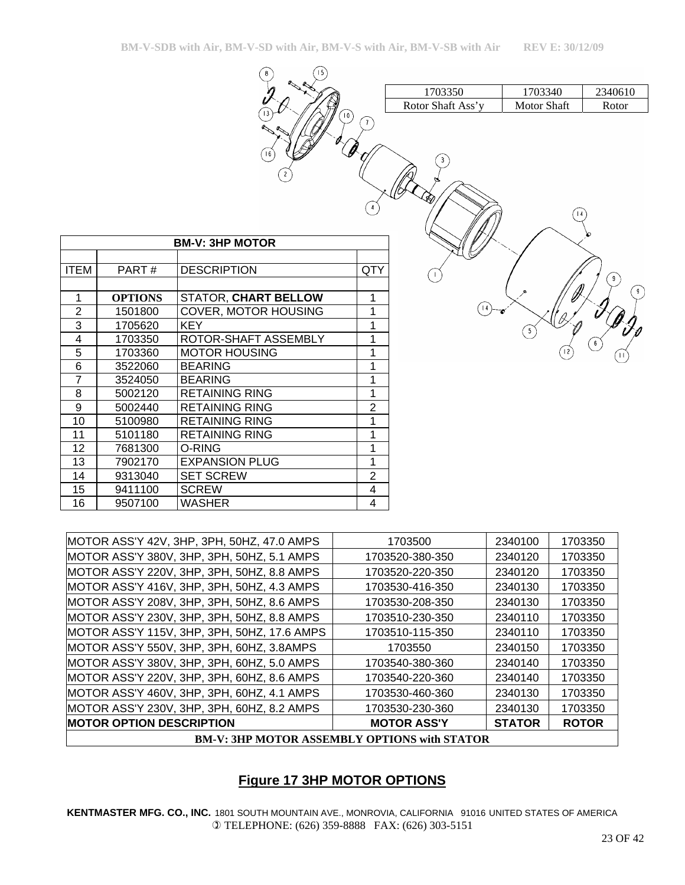| 1703350 | 1703340 | 2340610 |
|---|---|---|
| Rotor Shaft Ass'y | Motor Shaft | Rotor |

| BM-V: 3HP MOTOR | | | |
|---|---|---|---|
| ITEM | PART # | DESCRIPTION | QTY |
| 1 | **OPTIONS** | STATOR, **CHART BELLOW** | 1 |
| 2 | 1501800 | COVER, MOTOR HOUSING | 1 |
| 3 | 1705620 | KEY | 1 |
| 4 | 1703350 | ROTOR-SHAFT ASSEMBLY | 1 |
| 5 | 1703360 | MOTOR HOUSING | 1 |
| 6 | 3522060 | BEARING | 1 |
| 7 | 3524050 | BEARING | 1 |
| 8 | 5002120 | RETAINING RING | 1 |
| 9 | 5002440 | RETAINING RING | 2 |
| 10 | 5100980 | RETAINING RING | 1 |
| 11 | 5101180 | RETAINING RING | 1 |
| 12 | 7681300 | O-RING | 1 |
| 13 | 7902170 | EXPANSION PLUG | 1 |
| 14 | 9313040 | SET SCREW | 2 |
| 15 | 9411100 | SCREW | 4 |
| 16 | 9507100 | WASHER | 4 |

| MOTOR OPTION DESCRIPTION | MOTOR ASS'Y | STATOR | ROTOR |
|---|---|---|---|
| MOTOR ASS'Y 42V, 3HP, 3PH, 50HZ, 47.0 AMPS | 1703500 | 2340100 | 1703350 |
| MOTOR ASS'Y 380V, 3HP, 3PH, 50HZ, 5.1 AMPS | 1703520-380-350 | 2340120 | 1703350 |
| MOTOR ASS'Y 220V, 3HP, 3PH, 50HZ, 8.8 AMPS | 1703520-220-350 | 2340120 | 1703350 |
| MOTOR ASS'Y 416V, 3HP, 3PH, 50HZ, 4.3 AMPS | 1703530-416-350 | 2340130 | 1703350 |
| MOTOR ASS'Y 208V, 3HP, 3PH, 50HZ, 8.6 AMPS | 1703530-208-350 | 2340130 | 1703350 |
| MOTOR ASS'Y 230V, 3HP, 3PH, 50HZ, 8.8 AMPS | 1703510-230-350 | 2340110 | 1703350 |
| MOTOR ASS'Y 115V, 3HP, 3PH, 50HZ, 17.6 AMPS | 1703510-115-350 | 2340110 | 1703350 |
| MOTOR ASS'Y 550V, 3HP, 3PH, 60HZ, 3.8AMPS | 1703550 | 2340150 | 1703350 |
| MOTOR ASS'Y 380V, 3HP, 3PH, 60HZ, 5.0 AMPS | 1703540-380-360 | 2340140 | 1703350 |
| MOTOR ASS'Y 220V, 3HP, 3PH, 60HZ, 8.6 AMPS | 1703540-220-360 | 2340140 | 1703350 |
| MOTOR ASS'Y 460V, 3HP, 3PH, 60HZ, 4.1 AMPS | 1703530-460-360 | 2340130 | 1703350 |
| MOTOR ASS'Y 230V, 3HP, 3PH, 60HZ, 8.2 AMPS | 1703530-230-360 | 2340130 | 1703350 |

**BM-V: 3HP MOTOR ASSEMBLY OPTIONS with STATOR**

## Figure 17 3HP MOTOR OPTIONS

**KENTMASTER MFG. CO., INC.** 1801 SOUTH MOUNTAIN AVE., MONROVIA, CALIFORNIA 91016 UNITED STATES OF AMERICA
TELEPHONE: (626) 359-8888 FAX: (626) 303-5151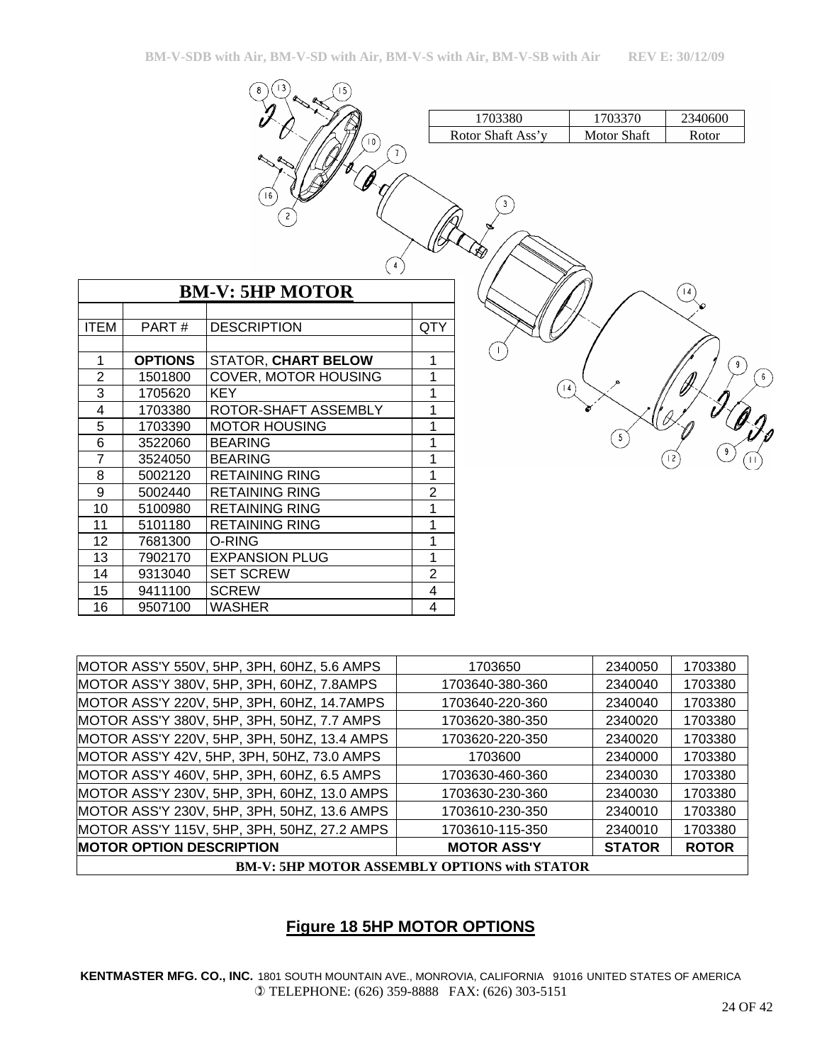| 1703380 | 1703370 | 2340600 |
|---|---|---|
| Rotor Shaft Ass'y | Motor Shaft | Rotor |

| **BM-V: 5HP MOTOR** | | | |
|---|---|---|---|
| ITEM | PART # | DESCRIPTION | QTY |
| 1 | **OPTIONS** | STATOR, **CHART BELOW** | 1 |
| 2 | 1501800 | COVER, MOTOR HOUSING | 1 |
| 3 | 1705620 | KEY | 1 |
| 4 | 1703380 | ROTOR-SHAFT ASSEMBLY | 1 |
| 5 | 1703390 | MOTOR HOUSING | 1 |
| 6 | 3522060 | BEARING | 1 |
| 7 | 3524050 | BEARING | 1 |
| 8 | 5002120 | RETAINING RING | 1 |
| 9 | 5002440 | RETAINING RING | 2 |
| 10 | 5100980 | RETAINING RING | 1 |
| 11 | 5101180 | RETAINING RING | 1 |
| 12 | 7681300 | O-RING | 1 |
| 13 | 7902170 | EXPANSION PLUG | 1 |
| 14 | 9313040 | SET SCREW | 2 |
| 15 | 9411100 | SCREW | 4 |
| 16 | 9507100 | WASHER | 4 |

| **BM-V: 5HP MOTOR ASSEMBLY OPTIONS with STATOR** | | | |
|---|---|---|---|
| **MOTOR OPTION DESCRIPTION** | **MOTOR ASS'Y** | **STATOR** | **ROTOR** |
| MOTOR ASS'Y 550V, 5HP, 3PH, 60HZ, 5.6 AMPS | 1703650 | 2340050 | 1703380 |
| MOTOR ASS'Y 380V, 5HP, 3PH, 60HZ, 7.8AMPS | 1703640-380-360 | 2340040 | 1703380 |
| MOTOR ASS'Y 220V, 5HP, 3PH, 60HZ, 14.7AMPS | 1703640-220-360 | 2340040 | 1703380 |
| MOTOR ASS'Y 380V, 5HP, 3PH, 50HZ, 7.7 AMPS | 1703620-380-350 | 2340020 | 1703380 |
| MOTOR ASS'Y 220V, 5HP, 3PH, 50HZ, 13.4 AMPS | 1703620-220-350 | 2340020 | 1703380 |
| MOTOR ASS'Y 42V, 5HP, 3PH, 50HZ, 73.0 AMPS | 1703600 | 2340000 | 1703380 |
| MOTOR ASS'Y 460V, 5HP, 3PH, 60HZ, 6.5 AMPS | 1703630-460-360 | 2340030 | 1703380 |
| MOTOR ASS'Y 230V, 5HP, 3PH, 60HZ, 13.0 AMPS | 1703630-230-360 | 2340030 | 1703380 |
| MOTOR ASS'Y 230V, 5HP, 3PH, 50HZ, 13.6 AMPS | 1703610-230-350 | 2340010 | 1703380 |
| MOTOR ASS'Y 115V, 5HP, 3PH, 50HZ, 27.2 AMPS | 1703610-115-350 | 2340010 | 1703380 |

## Figure 18 5HP MOTOR OPTIONS

**KENTMASTER MFG. CO., INC.** 1801 SOUTH MOUNTAIN AVE., MONROVIA, CALIFORNIA 91016 UNITED STATES OF AMERICA
TELEPHONE: (626) 359-8888 FAX: (626) 303-5151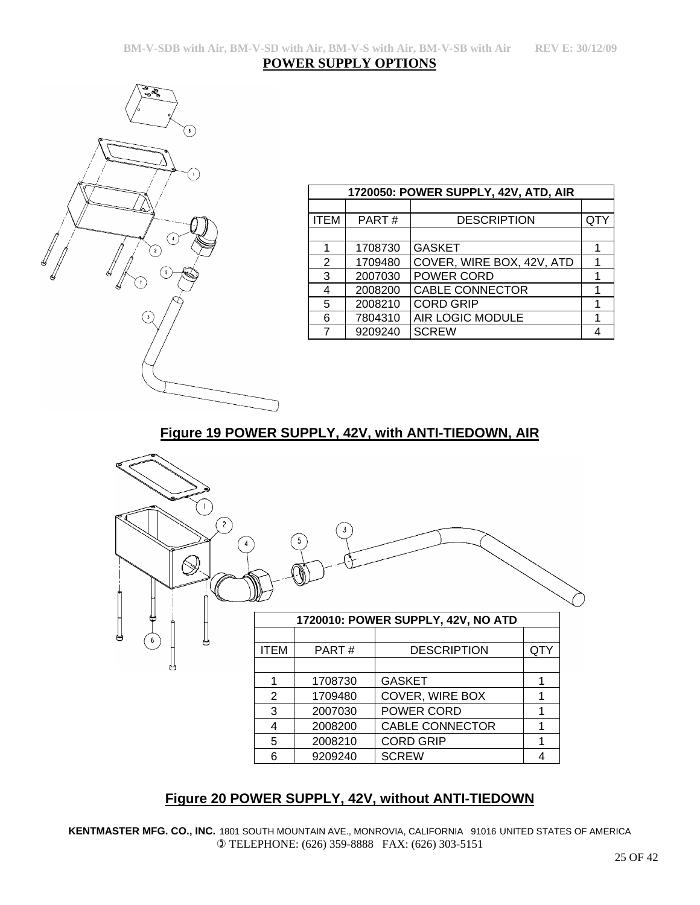## POWER SUPPLY OPTIONS

| 1720050: POWER SUPPLY, 42V, ATD, AIR | | | |
|---|---|---|---|
| ITEM | PART # | DESCRIPTION | QTY |
| 1 | 1708730 | GASKET | 1 |
| 2 | 1709480 | COVER, WIRE BOX, 42V, ATD | 1 |
| 3 | 2007030 | POWER CORD | 1 |
| 4 | 2008200 | CABLE CONNECTOR | 1 |
| 5 | 2008210 | CORD GRIP | 1 |
| 6 | 7804310 | AIR LOGIC MODULE | 1 |
| 7 | 9209240 | SCREW | 4 |

**Figure 19 POWER SUPPLY, 42V, with ANTI-TIEDOWN, AIR**

| 1720010: POWER SUPPLY, 42V, NO ATD | | | |
|---|---|---|---|
| ITEM | PART # | DESCRIPTION | QTY |
| 1 | 1708730 | GASKET | 1 |
| 2 | 1709480 | COVER, WIRE BOX | 1 |
| 3 | 2007030 | POWER CORD | 1 |
| 4 | 2008200 | CABLE CONNECTOR | 1 |
| 5 | 2008210 | CORD GRIP | 1 |
| 6 | 9209240 | SCREW | 4 |

**Figure 20 POWER SUPPLY, 42V, without ANTI-TIEDOWN**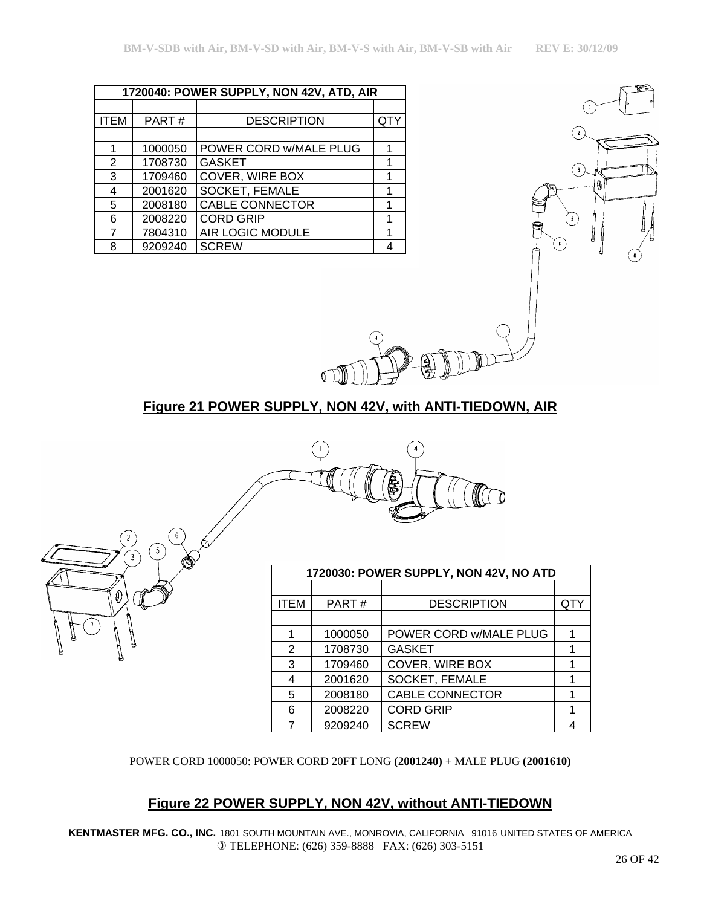| 1720040: POWER SUPPLY, NON 42V, ATD, AIR | | | |
|---|---|---|---|
| | | | |
| ITEM | PART # | DESCRIPTION | QTY |
| | | | |
| 1 | 1000050 | POWER CORD w/MALE PLUG | 1 |
| 2 | 1708730 | GASKET | 1 |
| 3 | 1709460 | COVER, WIRE BOX | 1 |
| 4 | 2001620 | SOCKET, FEMALE | 1 |
| 5 | 2008180 | CABLE CONNECTOR | 1 |
| 6 | 2008220 | CORD GRIP | 1 |
| 7 | 7804310 | AIR LOGIC MODULE | 1 |
| 8 | 9209240 | SCREW | 4 |

**Figure 21 POWER SUPPLY, NON 42V, with ANTI-TIEDOWN, AIR**

| 1720030: POWER SUPPLY, NON 42V, NO ATD | | | |
|---|---|---|---|
| | | | |
| ITEM | PART # | DESCRIPTION | QTY |
| | | | |
| 1 | 1000050 | POWER CORD w/MALE PLUG | 1 |
| 2 | 1708730 | GASKET | 1 |
| 3 | 1709460 | COVER, WIRE BOX | 1 |
| 4 | 2001620 | SOCKET, FEMALE | 1 |
| 5 | 2008180 | CABLE CONNECTOR | 1 |
| 6 | 2008220 | CORD GRIP | 1 |
| 7 | 9209240 | SCREW | 4 |

POWER CORD 1000050: POWER CORD 20FT LONG **(2001240)** + MALE PLUG **(2001610)**

**Figure 22 POWER SUPPLY, NON 42V, without ANTI-TIEDOWN**

**KENTMASTER MFG. CO., INC.** 1801 SOUTH MOUNTAIN AVE., MONROVIA, CALIFORNIA 91016 UNITED STATES OF AMERICA
TELEPHONE: (626) 359-8888 FAX: (626) 303-5151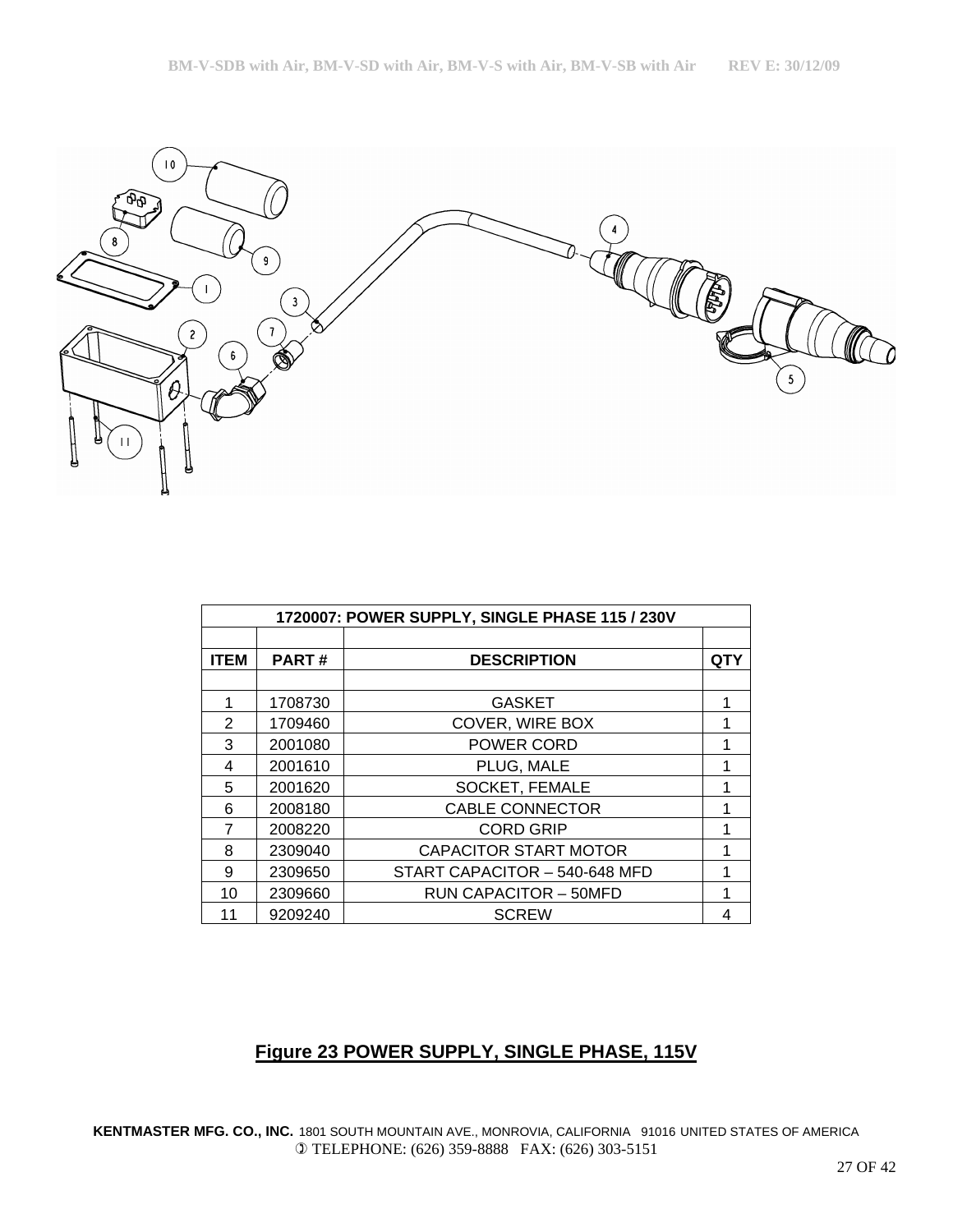| 1720007: POWER SUPPLY, SINGLE PHASE 115 / 230V | | | |
|---|---|---|---|
| | | | |
| **ITEM** | **PART #** | **DESCRIPTION** | **QTY** |
| | | | |
| 1 | 1708730 | GASKET | 1 |
| 2 | 1709460 | COVER, WIRE BOX | 1 |
| 3 | 2001080 | POWER CORD | 1 |
| 4 | 2001610 | PLUG, MALE | 1 |
| 5 | 2001620 | SOCKET, FEMALE | 1 |
| 6 | 2008180 | CABLE CONNECTOR | 1 |
| 7 | 2008220 | CORD GRIP | 1 |
| 8 | 2309040 | CAPACITOR START MOTOR | 1 |
| 9 | 2309650 | START CAPACITOR – 540-648 MFD | 1 |
| 10 | 2309660 | RUN CAPACITOR – 50MFD | 1 |
| 11 | 9209240 | SCREW | 4 |

**Figure 23 POWER SUPPLY, SINGLE PHASE, 115V**

**KENTMASTER MFG. CO., INC.** 1801 SOUTH MOUNTAIN AVE., MONROVIA, CALIFORNIA 91016 UNITED STATES OF AMERICA
TELEPHONE: (626) 359-8888 FAX: (626) 303-5151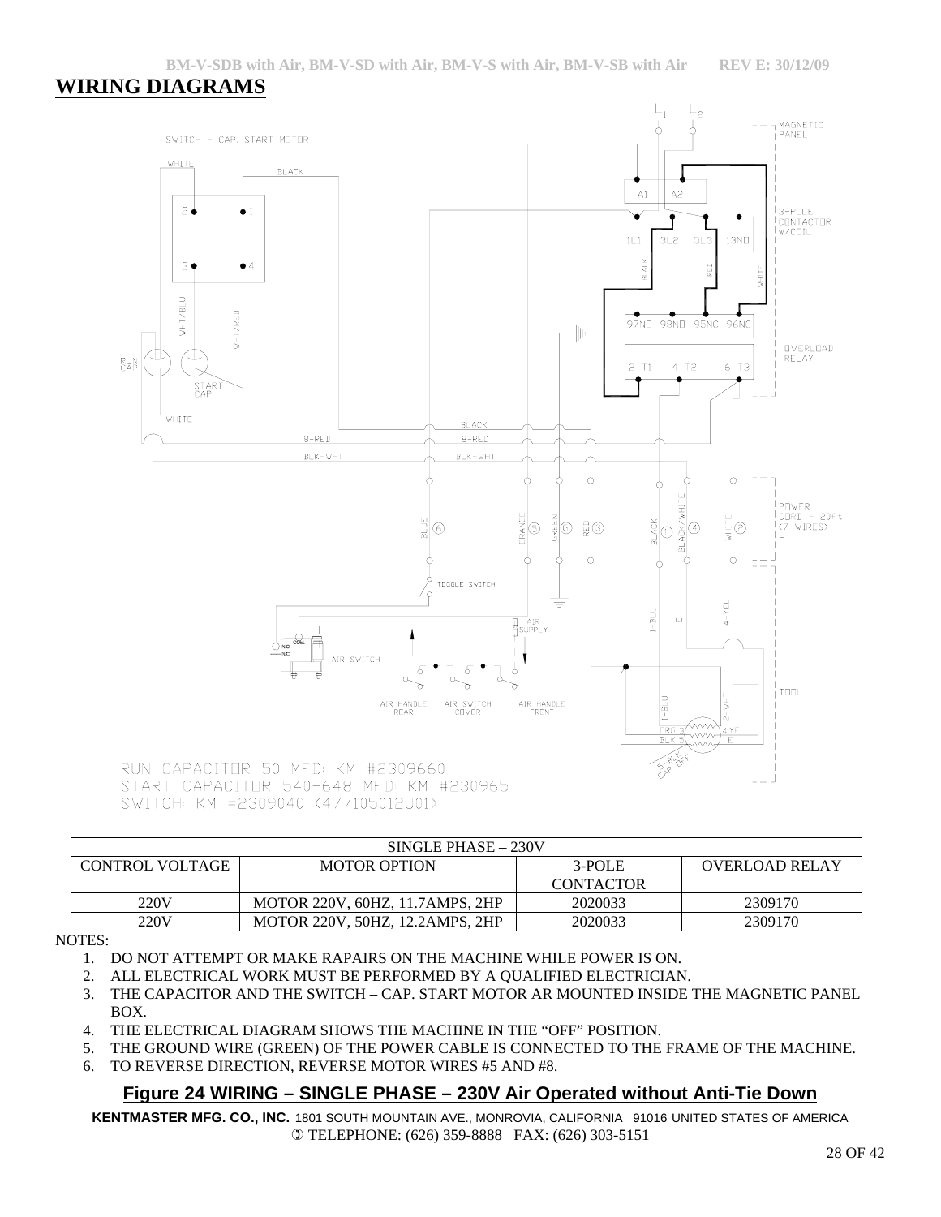# WIRING DIAGRAMS

| SINGLE PHASE – 230V | | | |
|---|---|---|---|
| CONTROL VOLTAGE | MOTOR OPTION | 3-POLE CONTACTOR | OVERLOAD RELAY |
| 220V | MOTOR 220V, 60HZ, 11.7AMPS, 2HP | 2020033 | 2309170 |
| 220V | MOTOR 220V, 50HZ, 12.2AMPS, 2HP | 2020033 | 2309170 |

NOTES:

1. DO NOT ATTEMPT OR MAKE RAPAIRS ON THE MACHINE WHILE POWER IS ON.
2. ALL ELECTRICAL WORK MUST BE PERFORMED BY A QUALIFIED ELECTRICIAN.
3. THE CAPACITOR AND THE SWITCH – CAP. START MOTOR AR MOUNTED INSIDE THE MAGNETIC PANEL BOX.
4. THE ELECTRICAL DIAGRAM SHOWS THE MACHINE IN THE "OFF" POSITION.
5. THE GROUND WIRE (GREEN) OF THE POWER CABLE IS CONNECTED TO THE FRAME OF THE MACHINE.
6. TO REVERSE DIRECTION, REVERSE MOTOR WIRES #5 AND #8.

**Figure 24 WIRING – SINGLE PHASE – 230V Air Operated without Anti-Tie Down**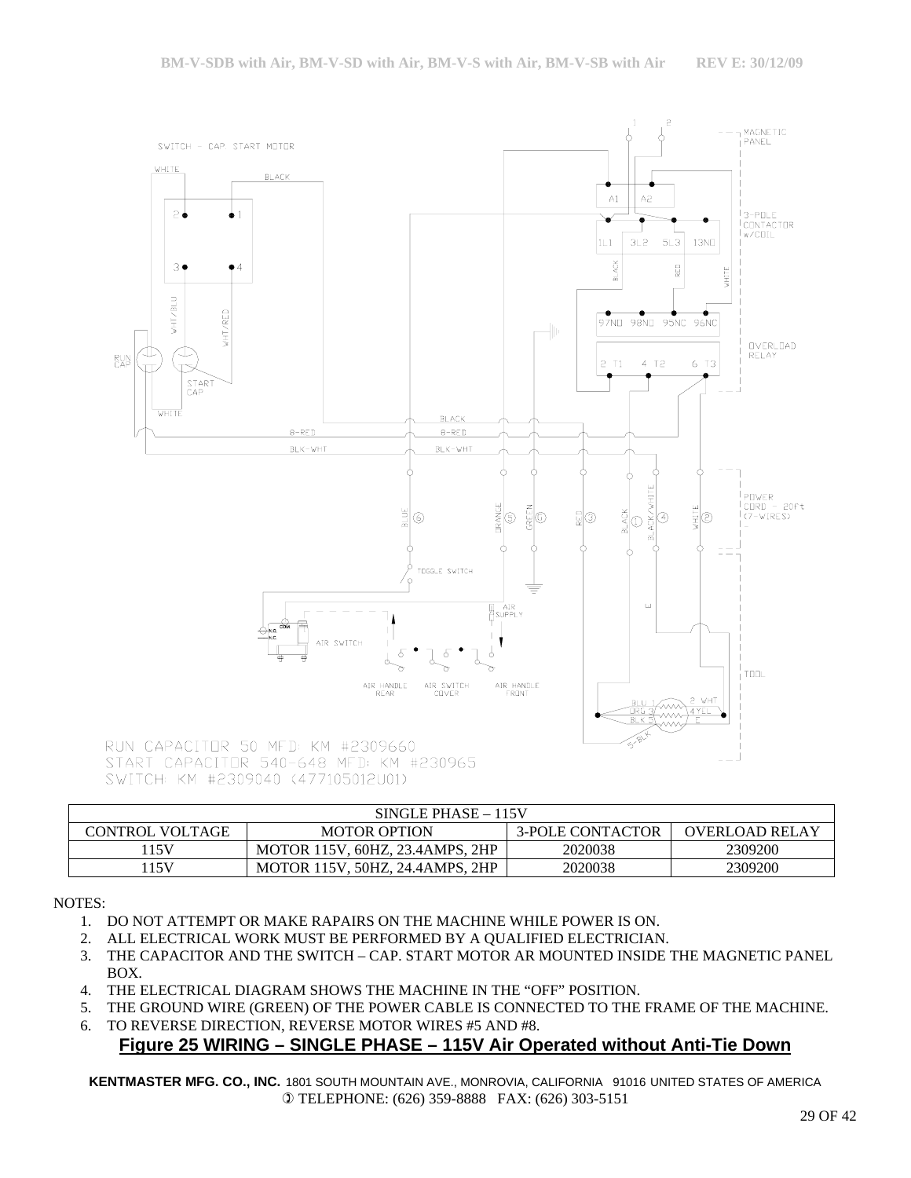RUN CAPACITOR 50 MFD: KM #2309660
START CAPACITOR 540-648 MFD: KM #230965
SWITCH: KM #2309040 (477105012U01)

| SINGLE PHASE – 115V | | | |
|---|---|---|---|
| CONTROL VOLTAGE | MOTOR OPTION | 3-POLE CONTACTOR | OVERLOAD RELAY |
| 115V | MOTOR 115V, 60HZ, 23.4AMPS, 2HP | 2020038 | 2309200 |
| 115V | MOTOR 115V, 50HZ, 24.4AMPS, 2HP | 2020038 | 2309200 |

NOTES:

1. DO NOT ATTEMPT OR MAKE RAPAIRS ON THE MACHINE WHILE POWER IS ON.
2. ALL ELECTRICAL WORK MUST BE PERFORMED BY A QUALIFIED ELECTRICIAN.
3. THE CAPACITOR AND THE SWITCH – CAP. START MOTOR AR MOUNTED INSIDE THE MAGNETIC PANEL BOX.
4. THE ELECTRICAL DIAGRAM SHOWS THE MACHINE IN THE "OFF" POSITION.
5. THE GROUND WIRE (GREEN) OF THE POWER CABLE IS CONNECTED TO THE FRAME OF THE MACHINE.
6. TO REVERSE DIRECTION, REVERSE MOTOR WIRES #5 AND #8.

**Figure 25 WIRING – SINGLE PHASE – 115V Air Operated without Anti-Tie Down**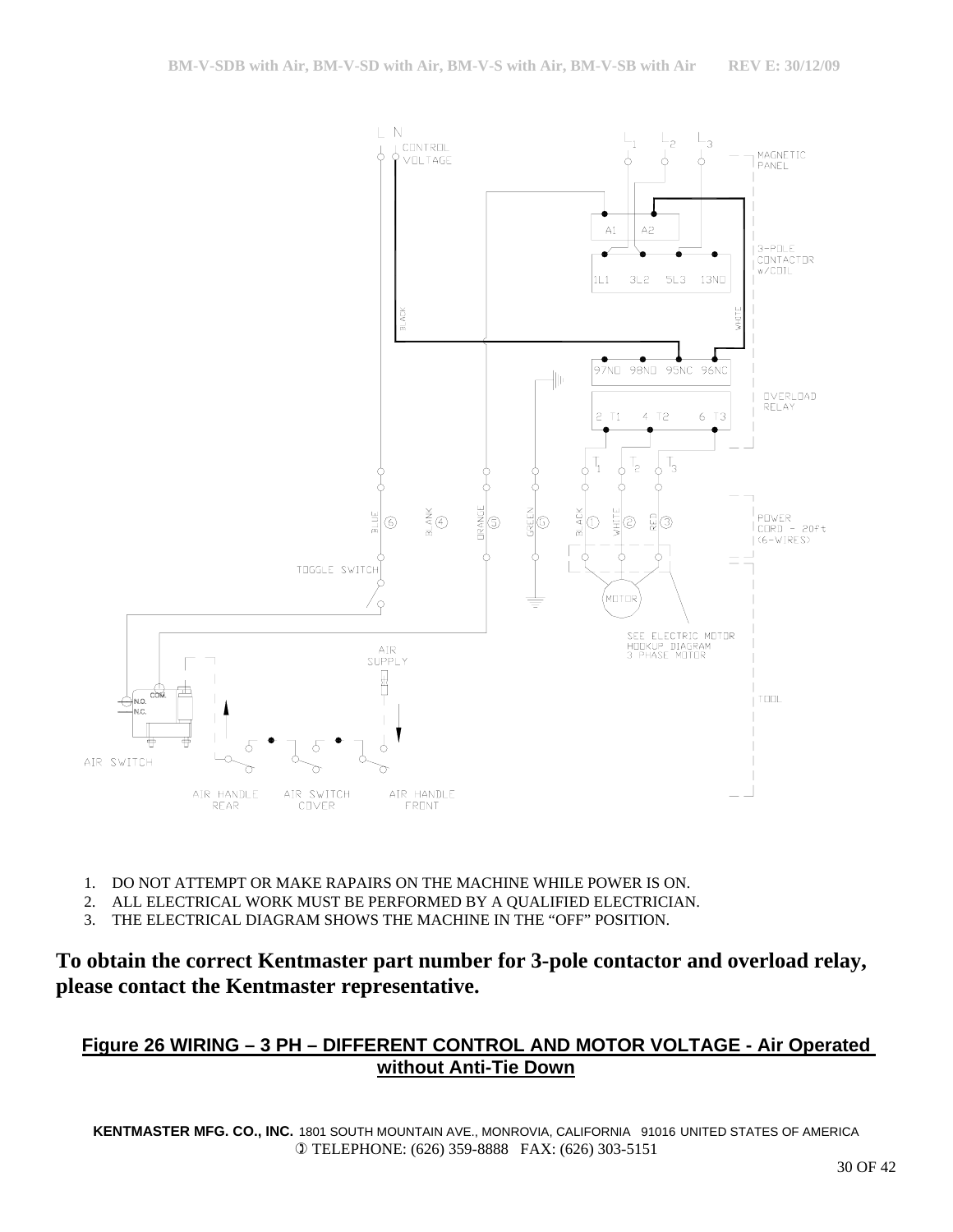1. DO NOT ATTEMPT OR MAKE RAPAIRS ON THE MACHINE WHILE POWER IS ON.
2. ALL ELECTRICAL WORK MUST BE PERFORMED BY A QUALIFIED ELECTRICIAN.
3. THE ELECTRICAL DIAGRAM SHOWS THE MACHINE IN THE “OFF” POSITION.

**To obtain the correct Kentmaster part number for 3-pole contactor and overload relay, please contact the Kentmaster representative.**

**Figure 26 WIRING – 3 PH – DIFFERENT CONTROL AND MOTOR VOLTAGE - Air Operated without Anti-Tie Down**

**KENTMASTER MFG. CO., INC.** 1801 SOUTH MOUNTAIN AVE., MONROVIA, CALIFORNIA 91016 UNITED STATES OF AMERICA
TELEPHONE: (626) 359-8888 FAX: (626) 303-5151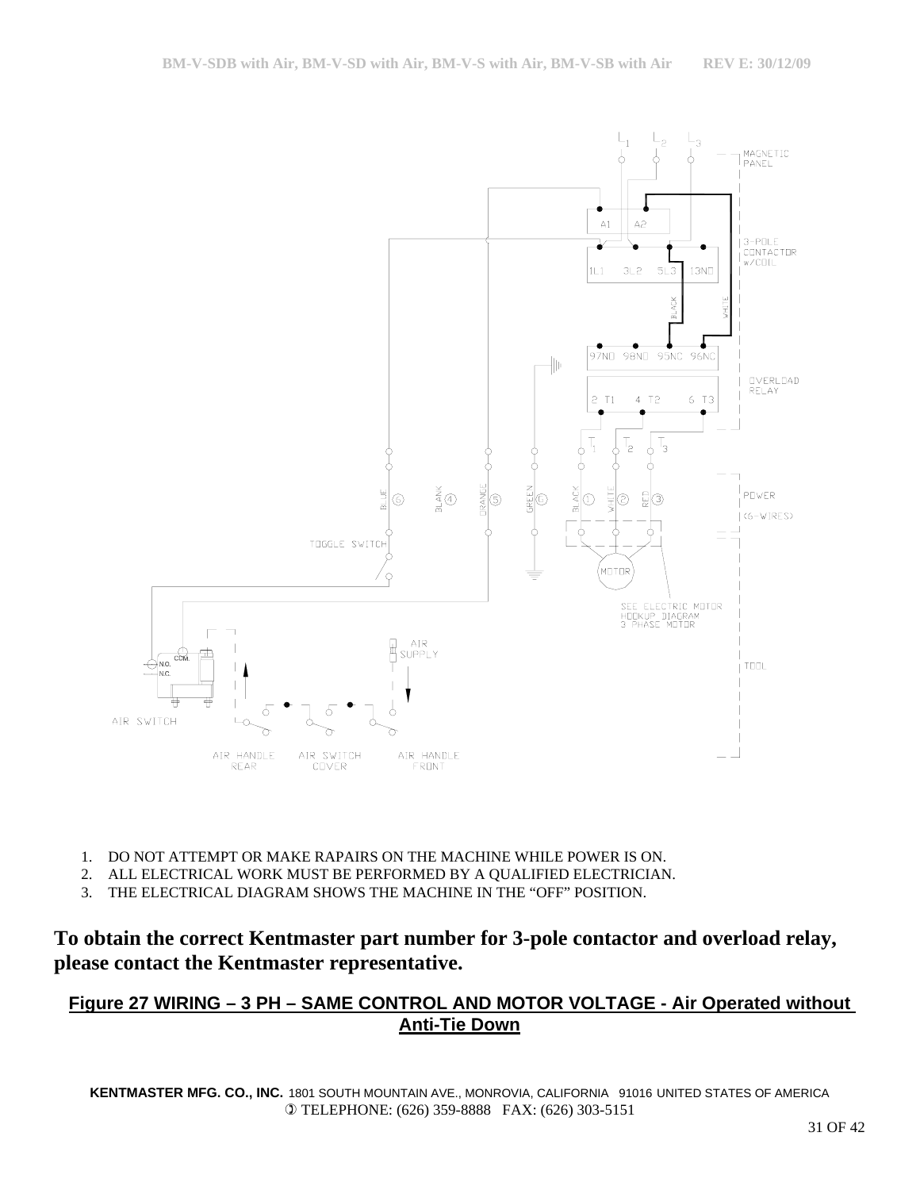1. DO NOT ATTEMPT OR MAKE RAPAIRS ON THE MACHINE WHILE POWER IS ON.
2. ALL ELECTRICAL WORK MUST BE PERFORMED BY A QUALIFIED ELECTRICIAN.
3. THE ELECTRICAL DIAGRAM SHOWS THE MACHINE IN THE "OFF" POSITION.

**To obtain the correct Kentmaster part number for 3-pole contactor and overload relay, please contact the Kentmaster representative.**

**Figure 27 WIRING – 3 PH – SAME CONTROL AND MOTOR VOLTAGE - Air Operated without Anti-Tie Down**

**KENTMASTER MFG. CO., INC.** 1801 SOUTH MOUNTAIN AVE., MONROVIA, CALIFORNIA 91016 UNITED STATES OF AMERICA
TELEPHONE: (626) 359-8888 FAX: (626) 303-5151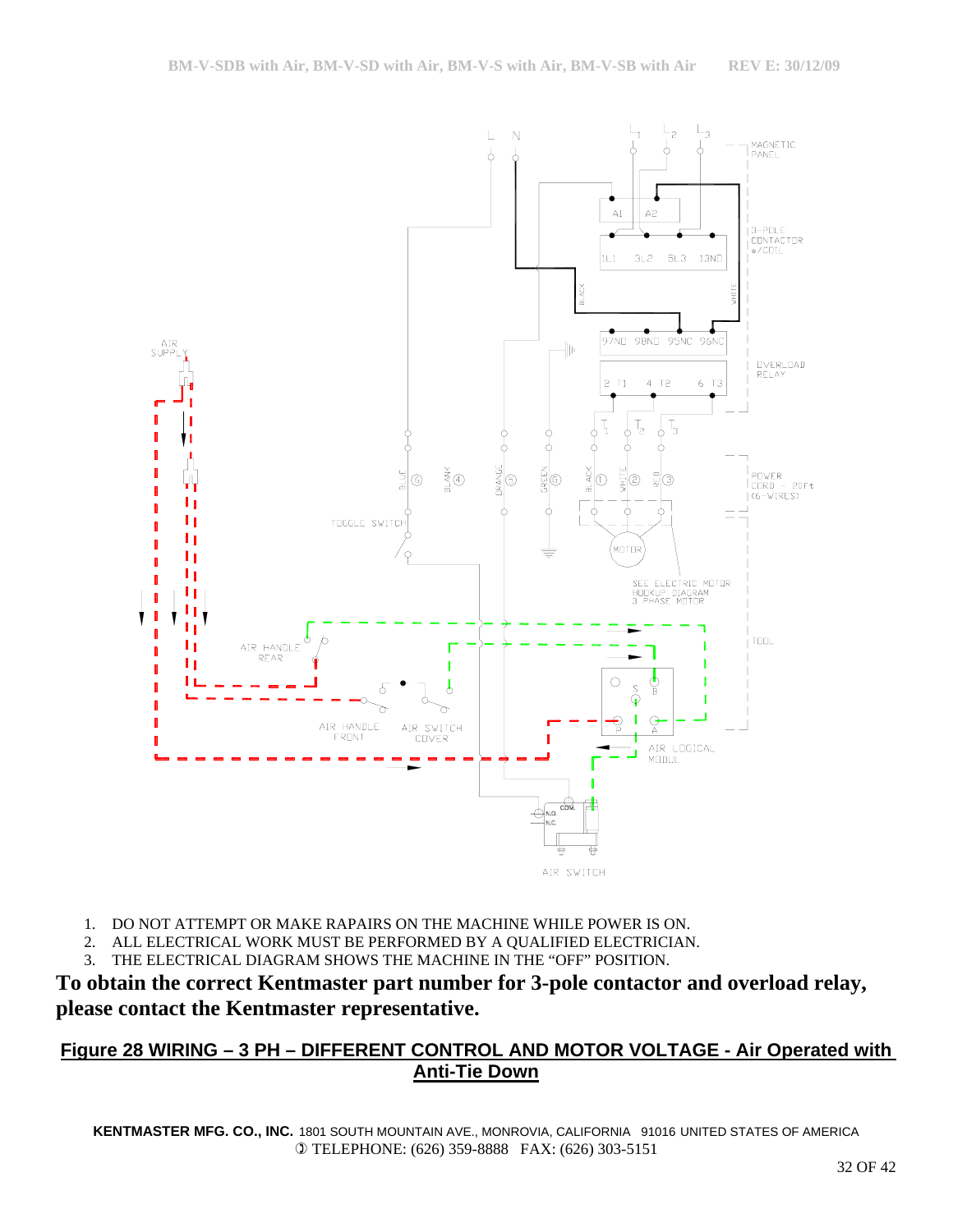1. DO NOT ATTEMPT OR MAKE RAPAIRS ON THE MACHINE WHILE POWER IS ON.
2. ALL ELECTRICAL WORK MUST BE PERFORMED BY A QUALIFIED ELECTRICIAN.
3. THE ELECTRICAL DIAGRAM SHOWS THE MACHINE IN THE "OFF" POSITION.

**To obtain the correct Kentmaster part number for 3-pole contactor and overload relay, please contact the Kentmaster representative.**

**Figure 28 WIRING – 3 PH – DIFFERENT CONTROL AND MOTOR VOLTAGE - Air Operated with Anti-Tie Down**

**KENTMASTER MFG. CO., INC.** 1801 SOUTH MOUNTAIN AVE., MONROVIA, CALIFORNIA 91016 UNITED STATES OF AMERICA
TELEPHONE: (626) 359-8888 FAX: (626) 303-5151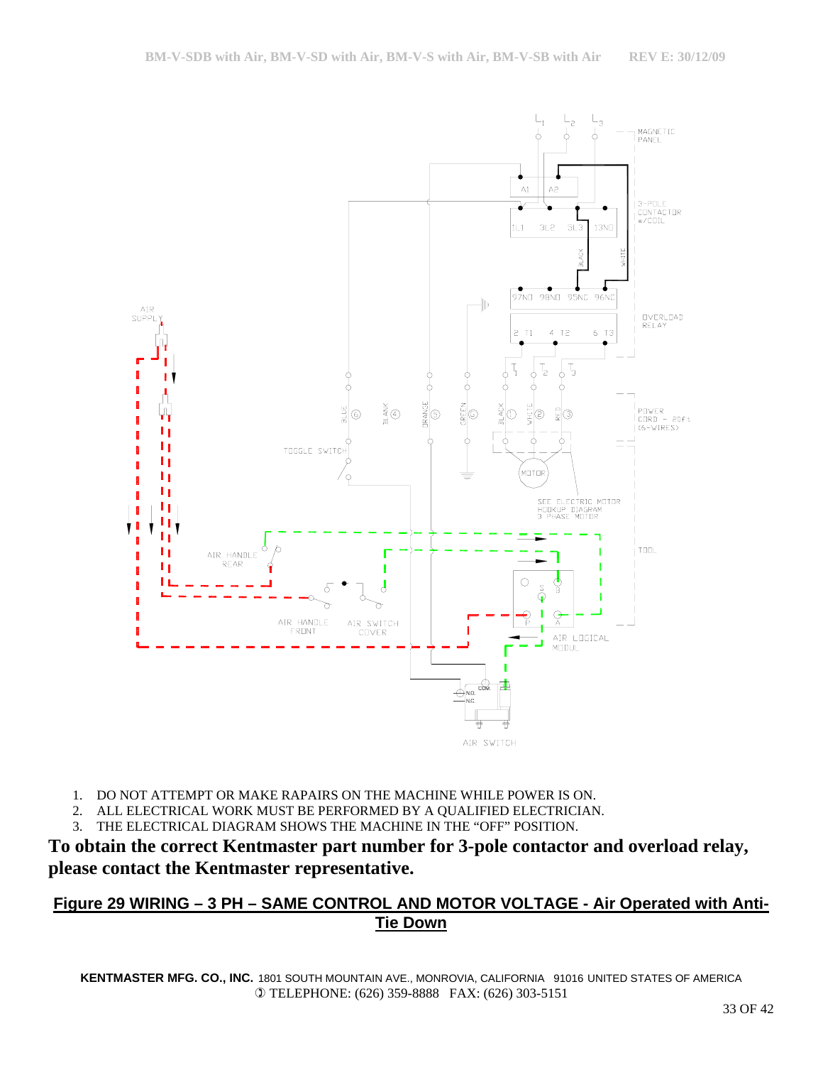1. DO NOT ATTEMPT OR MAKE RAPAIRS ON THE MACHINE WHILE POWER IS ON.
2. ALL ELECTRICAL WORK MUST BE PERFORMED BY A QUALIFIED ELECTRICIAN.
3. THE ELECTRICAL DIAGRAM SHOWS THE MACHINE IN THE "OFF" POSITION.

**To obtain the correct Kentmaster part number for 3-pole contactor and overload relay, please contact the Kentmaster representative.**

**Figure 29 WIRING – 3 PH – SAME CONTROL AND MOTOR VOLTAGE - Air Operated with Anti-Tie Down**

**KENTMASTER MFG. CO., INC.** 1801 SOUTH MOUNTAIN AVE., MONROVIA, CALIFORNIA 91016 UNITED STATES OF AMERICA
TELEPHONE: (626) 359-8888 FAX: (626) 303-5151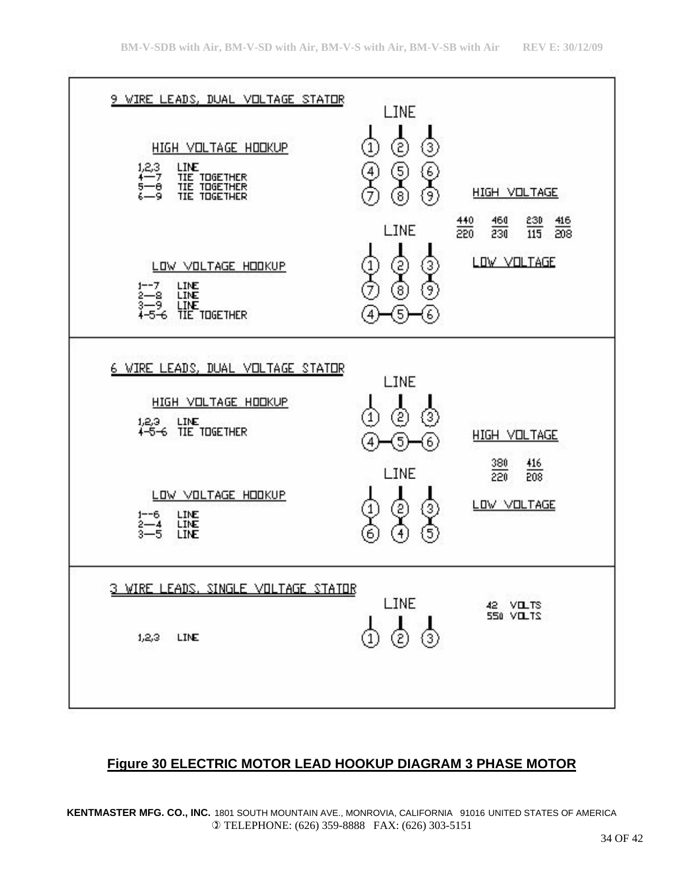## 9 WIRE LEADS, DUAL VOLTAGE STATOR

**HIGH VOLTAGE HOOKUP**

1,2,3 LINE
4—7 TIE TOGETHER
5—8 TIE TOGETHER
6—9 TIE TOGETHER

LINE

1 2 3
4 5 6
7 8 9

HIGH VOLTAGE

| 440 | 460 | 230 | 416 |
|---|---|---|---|
| 220 | 230 | 115 | 208 |

LOW VOLTAGE

**LOW VOLTAGE HOOKUP**

1--7 LINE
2—8 LINE
3—9 LINE
4-5-6 TIE TOGETHER

LINE

1 2 3
7 8 9
4—5—6

## 6 WIRE LEADS, DUAL VOLTAGE STATOR

**HIGH VOLTAGE HOOKUP**

1,2,3 LINE
4-5-6 TIE TOGETHER

LINE

1 2 3
4—5—6

HIGH VOLTAGE

| 380 | 416 |
|---|---|
| 220 | 208 |

LOW VOLTAGE

**LOW VOLTAGE HOOKUP**

1--6 LINE
2—4 LINE
3—5 LINE

LINE

1 2 3
6 4 5

## 3 WIRE LEADS, SINGLE VOLTAGE STATOR

1,2,3 LINE

LINE

1 2 3

42 VOLTS
550 VOLTS

**Figure 30 ELECTRIC MOTOR LEAD HOOKUP DIAGRAM 3 PHASE MOTOR**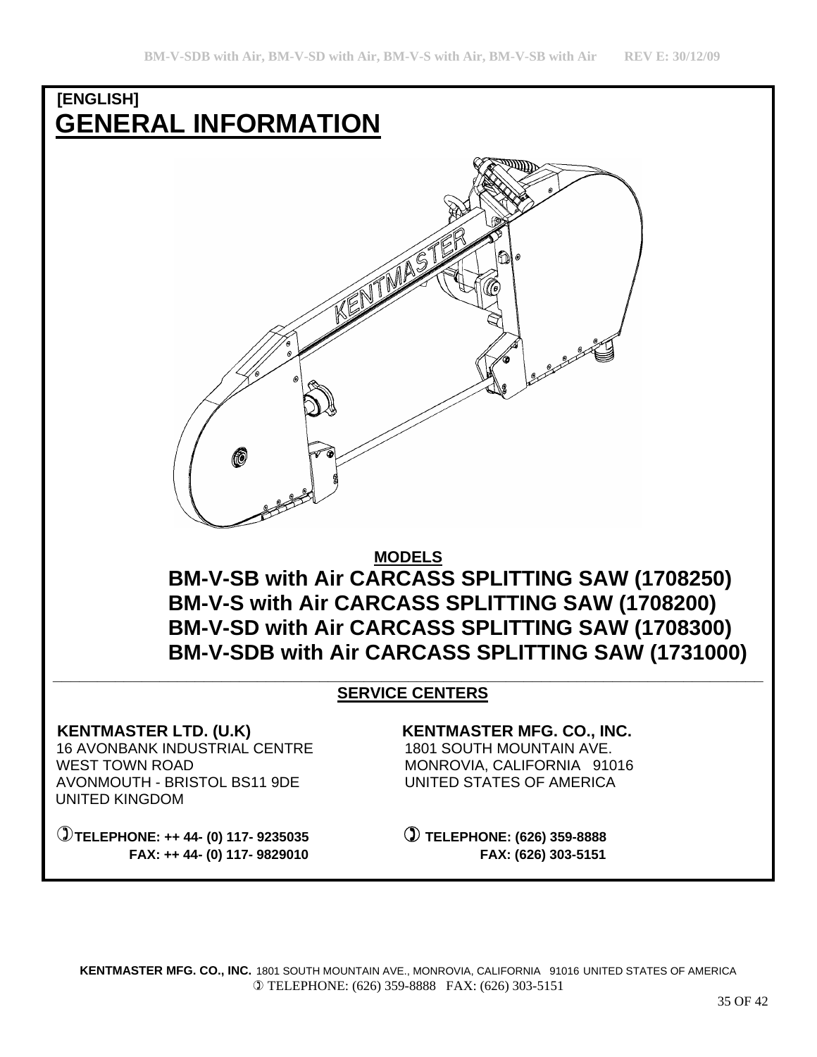[ENGLISH]

# GENERAL INFORMATION

**MODELS**

## BM-V-SB with Air CARCASS SPLITTING SAW (1708250)
## BM-V-S with Air CARCASS SPLITTING SAW (1708200)
## BM-V-SD with Air CARCASS SPLITTING SAW (1708300)
## BM-V-SDB with Air CARCASS SPLITTING SAW (1731000)

---

**SERVICE CENTERS**

**KENTMASTER LTD. (U.K)**
16 AVONBANK INDUSTRIAL CENTRE
WEST TOWN ROAD
AVONMOUTH - BRISTOL BS11 9DE
UNITED KINGDOM

**TELEPHONE: ++ 44- (0) 117- 9235035**
**FAX: ++ 44- (0) 117- 9829010**

**KENTMASTER MFG. CO., INC.**
1801 SOUTH MOUNTAIN AVE.
MONROVIA, CALIFORNIA 91016
UNITED STATES OF AMERICA

**TELEPHONE: (626) 359-8888**
**FAX: (626) 303-5151**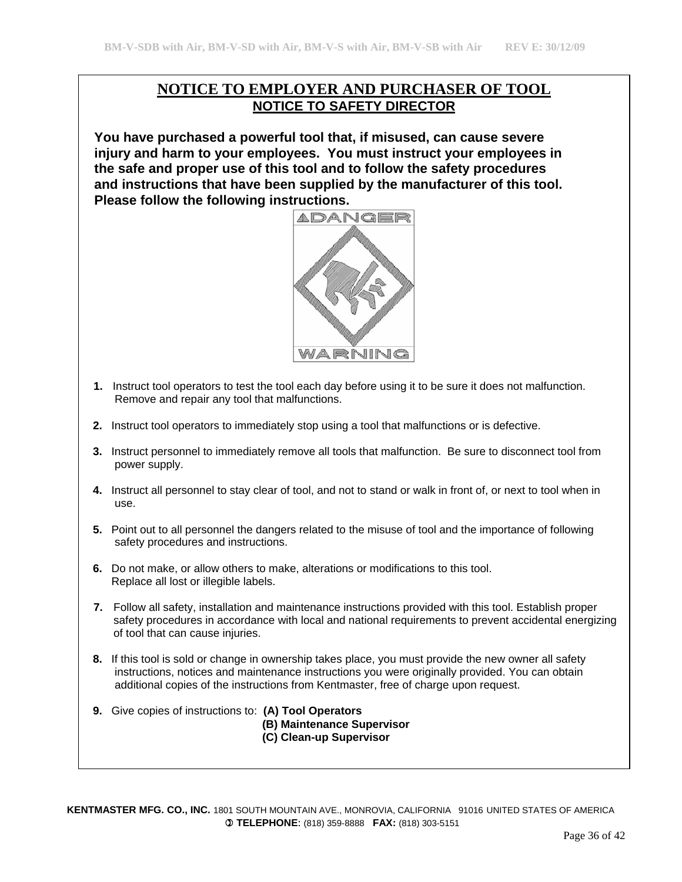# NOTICE TO EMPLOYER AND PURCHASER OF TOOL

## NOTICE TO SAFETY DIRECTOR

**You have purchased a powerful tool that, if misused, can cause severe injury and harm to your employees. You must instruct your employees in the safe and proper use of this tool and to follow the safety procedures and instructions that have been supplied by the manufacturer of this tool. Please follow the following instructions.**

**1.** Instruct tool operators to test the tool each day before using it to be sure it does not malfunction. Remove and repair any tool that malfunctions.

**2.** Instruct tool operators to immediately stop using a tool that malfunctions or is defective.

**3.** Instruct personnel to immediately remove all tools that malfunction. Be sure to disconnect tool from power supply.

**4.** Instruct all personnel to stay clear of tool, and not to stand or walk in front of, or next to tool when in use.

**5.** Point out to all personnel the dangers related to the misuse of tool and the importance of following safety procedures and instructions.

**6.** Do not make, or allow others to make, alterations or modifications to this tool. Replace all lost or illegible labels.

**7.** Follow all safety, installation and maintenance instructions provided with this tool. Establish proper safety procedures in accordance with local and national requirements to prevent accidental energizing of tool that can cause injuries.

**8.** If this tool is sold or change in ownership takes place, you must provide the new owner all safety instructions, notices and maintenance instructions you were originally provided. You can obtain additional copies of the instructions from Kentmaster, free of charge upon request.

**9.** Give copies of instructions to: **(A) Tool Operators**
**(B) Maintenance Supervisor**
**(C) Clean-up Supervisor**

**KENTMASTER MFG. CO., INC.** 1801 SOUTH MOUNTAIN AVE., MONROVIA, CALIFORNIA 91016 UNITED STATES OF AMERICA
**TELEPHONE:** (818) 359-8888 **FAX:** (818) 303-5151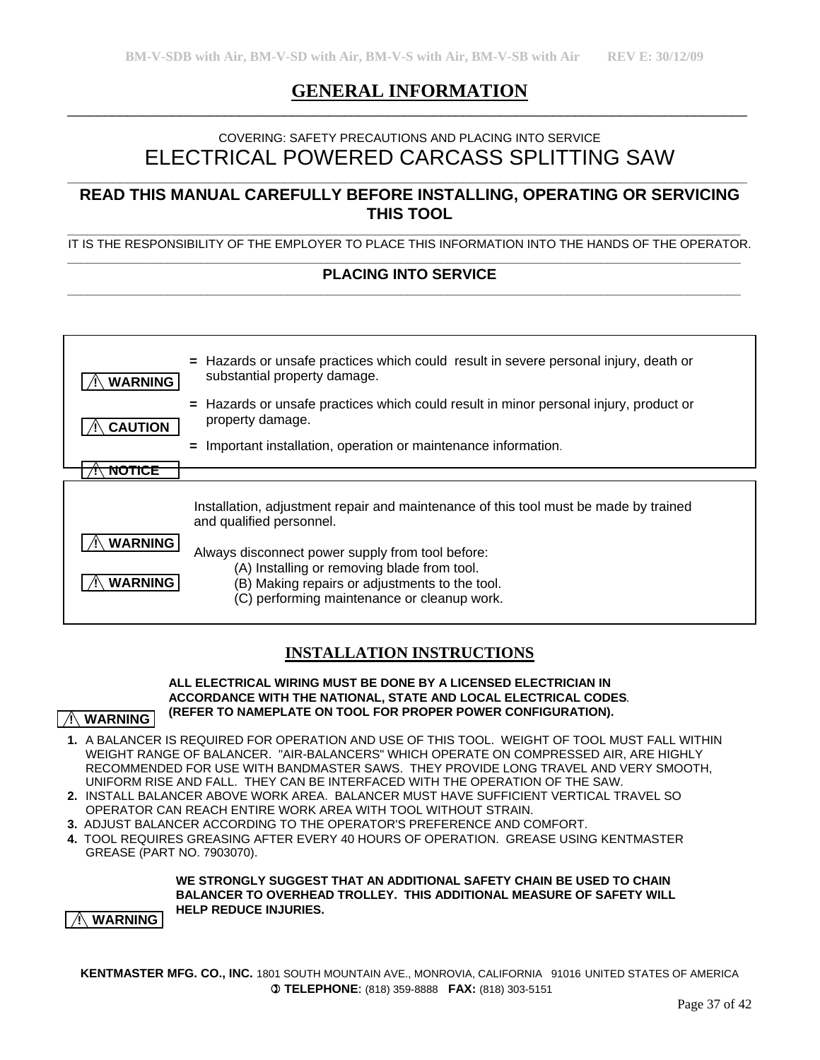# GENERAL INFORMATION

COVERING: SAFETY PRECAUTIONS AND PLACING INTO SERVICE

## ELECTRICAL POWERED CARCASS SPLITTING SAW

**READ THIS MANUAL CAREFULLY BEFORE INSTALLING, OPERATING OR SERVICING THIS TOOL**

IT IS THE RESPONSIBILITY OF THE EMPLOYER TO PLACE THIS INFORMATION INTO THE HANDS OF THE OPERATOR.

**PLACING INTO SERVICE**

| | |
|---|---|
| **⚠ WARNING** | = Hazards or unsafe practices which could result in severe personal injury, death or substantial property damage. |
| **⚠ CAUTION** | = Hazards or unsafe practices which could result in minor personal injury, product or property damage. |
| **⚠ NOTICE** | = Important installation, operation or maintenance information. |

**⚠ WARNING** Installation, adjustment repair and maintenance of this tool must be made by trained and qualified personnel.

**⚠ WARNING** Always disconnect power supply from tool before:
(A) Installing or removing blade from tool.
(B) Making repairs or adjustments to the tool.
(C) performing maintenance or cleanup work.

## INSTALLATION INSTRUCTIONS

**⚠ WARNING** **ALL ELECTRICAL WIRING MUST BE DONE BY A LICENSED ELECTRICIAN IN ACCORDANCE WITH THE NATIONAL, STATE AND LOCAL ELECTRICAL CODES. (REFER TO NAMEPLATE ON TOOL FOR PROPER POWER CONFIGURATION).**

1. A BALANCER IS REQUIRED FOR OPERATION AND USE OF THIS TOOL. WEIGHT OF TOOL MUST FALL WITHIN WEIGHT RANGE OF BALANCER. "AIR-BALANCERS" WHICH OPERATE ON COMPRESSED AIR, ARE HIGHLY RECOMMENDED FOR USE WITH BANDMASTER SAWS. THEY PROVIDE LONG TRAVEL AND VERY SMOOTH, UNIFORM RISE AND FALL. THEY CAN BE INTERFACED WITH THE OPERATION OF THE SAW.
2. INSTALL BALANCER ABOVE WORK AREA. BALANCER MUST HAVE SUFFICIENT VERTICAL TRAVEL SO OPERATOR CAN REACH ENTIRE WORK AREA WITH TOOL WITHOUT STRAIN.
3. ADJUST BALANCER ACCORDING TO THE OPERATOR'S PREFERENCE AND COMFORT.
4. TOOL REQUIRES GREASING AFTER EVERY 40 HOURS OF OPERATION. GREASE USING KENTMASTER GREASE (PART NO. 7903070).

**⚠ WARNING** **WE STRONGLY SUGGEST THAT AN ADDITIONAL SAFETY CHAIN BE USED TO CHAIN BALANCER TO OVERHEAD TROLLEY. THIS ADDITIONAL MEASURE OF SAFETY WILL HELP REDUCE INJURIES.**

**KENTMASTER MFG. CO., INC.** 1801 SOUTH MOUNTAIN AVE., MONROVIA, CALIFORNIA 91016 UNITED STATES OF AMERICA
**TELEPHONE:** (818) 359-8888 **FAX:** (818) 303-5151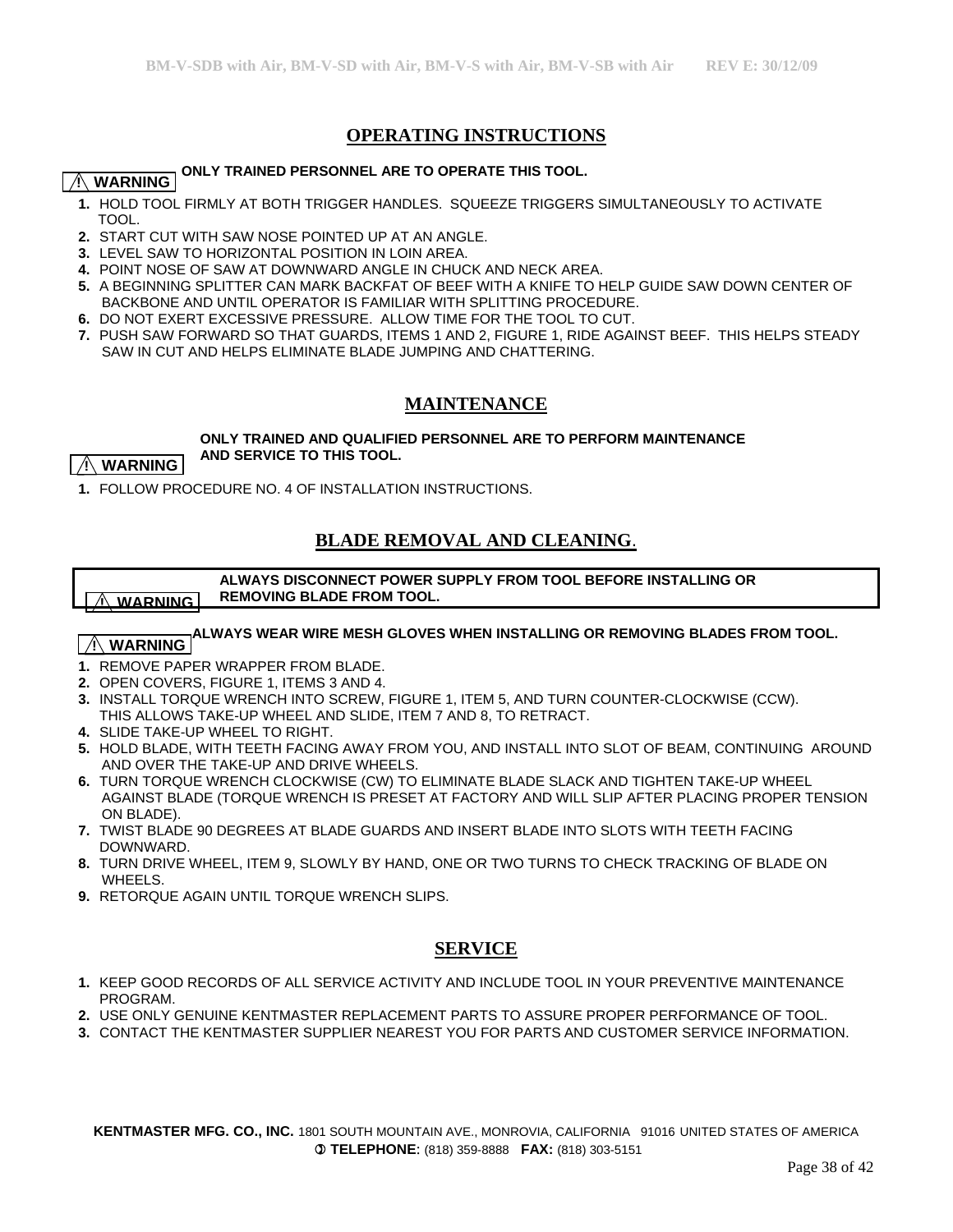## OPERATING INSTRUCTIONS

**⚠ WARNING** **ONLY TRAINED PERSONNEL ARE TO OPERATE THIS TOOL.**

1. HOLD TOOL FIRMLY AT BOTH TRIGGER HANDLES. SQUEEZE TRIGGERS SIMULTANEOUSLY TO ACTIVATE TOOL.
2. START CUT WITH SAW NOSE POINTED UP AT AN ANGLE.
3. LEVEL SAW TO HORIZONTAL POSITION IN LOIN AREA.
4. POINT NOSE OF SAW AT DOWNWARD ANGLE IN CHUCK AND NECK AREA.
5. A BEGINNING SPLITTER CAN MARK BACKFAT OF BEEF WITH A KNIFE TO HELP GUIDE SAW DOWN CENTER OF BACKBONE AND UNTIL OPERATOR IS FAMILIAR WITH SPLITTING PROCEDURE.
6. DO NOT EXERT EXCESSIVE PRESSURE. ALLOW TIME FOR THE TOOL TO CUT.
7. PUSH SAW FORWARD SO THAT GUARDS, ITEMS 1 AND 2, FIGURE 1, RIDE AGAINST BEEF. THIS HELPS STEADY SAW IN CUT AND HELPS ELIMINATE BLADE JUMPING AND CHATTERING.

## MAINTENANCE

**⚠ WARNING** **ONLY TRAINED AND QUALIFIED PERSONNEL ARE TO PERFORM MAINTENANCE AND SERVICE TO THIS TOOL.**

1. FOLLOW PROCEDURE NO. 4 OF INSTALLATION INSTRUCTIONS.

## BLADE REMOVAL AND CLEANING.

**⚠ WARNING** **ALWAYS DISCONNECT POWER SUPPLY FROM TOOL BEFORE INSTALLING OR REMOVING BLADE FROM TOOL.**

**⚠ WARNING** **ALWAYS WEAR WIRE MESH GLOVES WHEN INSTALLING OR REMOVING BLADES FROM TOOL.**

1. REMOVE PAPER WRAPPER FROM BLADE.
2. OPEN COVERS, FIGURE 1, ITEMS 3 AND 4.
3. INSTALL TORQUE WRENCH INTO SCREW, FIGURE 1, ITEM 5, AND TURN COUNTER-CLOCKWISE (CCW). THIS ALLOWS TAKE-UP WHEEL AND SLIDE, ITEM 7 AND 8, TO RETRACT.
4. SLIDE TAKE-UP WHEEL TO RIGHT.
5. HOLD BLADE, WITH TEETH FACING AWAY FROM YOU, AND INSTALL INTO SLOT OF BEAM, CONTINUING AROUND AND OVER THE TAKE-UP AND DRIVE WHEELS.
6. TURN TORQUE WRENCH CLOCKWISE (CW) TO ELIMINATE BLADE SLACK AND TIGHTEN TAKE-UP WHEEL AGAINST BLADE (TORQUE WRENCH IS PRESET AT FACTORY AND WILL SLIP AFTER PLACING PROPER TENSION ON BLADE).
7. TWIST BLADE 90 DEGREES AT BLADE GUARDS AND INSERT BLADE INTO SLOTS WITH TEETH FACING DOWNWARD.
8. TURN DRIVE WHEEL, ITEM 9, SLOWLY BY HAND, ONE OR TWO TURNS TO CHECK TRACKING OF BLADE ON WHEELS.
9. RETORQUE AGAIN UNTIL TORQUE WRENCH SLIPS.

## SERVICE

1. KEEP GOOD RECORDS OF ALL SERVICE ACTIVITY AND INCLUDE TOOL IN YOUR PREVENTIVE MAINTENANCE PROGRAM.
2. USE ONLY GENUINE KENTMASTER REPLACEMENT PARTS TO ASSURE PROPER PERFORMANCE OF TOOL.
3. CONTACT THE KENTMASTER SUPPLIER NEAREST YOU FOR PARTS AND CUSTOMER SERVICE INFORMATION.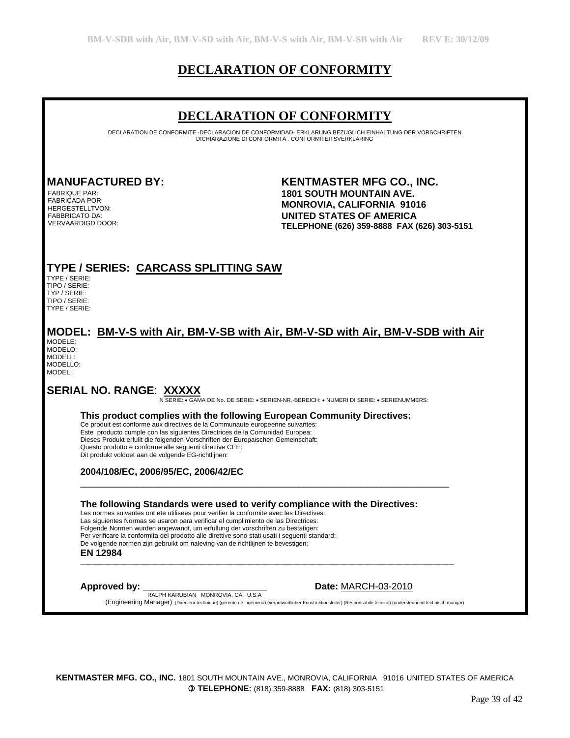# DECLARATION OF CONFORMITY

## DECLARATION OF CONFORMITY

DECLARATION DE CONFORMITE -DECLARACION DE CONFORMIDAD- ERKLARUNG BEZUGLICH EINHALTUNG DER VORSCHRIFTEN DICHIARAZIONE DI CONFORMITA . CONFORMITEITSVERKLARING

**MANUFACTURED BY:**

FABRIQUE PAR:
FABRICADA POR:
HERGESTELLTVON:
FABBRICATO DA:
VERVAARDIGD DOOR:

**KENTMASTER MFG CO., INC.**
**1801 SOUTH MOUNTAIN AVE.**
**MONROVIA, CALIFORNIA 91016**
**UNITED STATES OF AMERICA**
**TELEPHONE (626) 359-8888 FAX (626) 303-5151**

**TYPE / SERIES: CARCASS SPLITTING SAW**

TYPE / SERIE:
TIPO / SERIE:
TYP / SERIE:
TIPO / SERIE:
TYPE / SERIE:

**MODEL: BM-V-S with Air, BM-V-SB with Air, BM-V-SD with Air, BM-V-SDB with Air**

MODELE:
MODELO:
MODELL:
MODELLO:
MODEL:

**SERIAL NO. RANGE: XXXXX**

N SERIE: • GAMA DE No. DE SERIE: • SERIEN-NR.-BEREICH: • NUMERI DI SERIE: • SERIENUMMERS:

**This product complies with the following European Community Directives:**

Ce produit est conforme aux directives de la Communaute europeenne suivantes:
Este producto cumple con las siguientes Directrices de la Comunidad Europea:
Dieses Produkt erfullt die folgenden Vorschriften der Europaischen Gemeinschaft:
Questo prodotto e conforme alle seguenti direttive CEE:
Dit produkt voldoet aan de volgende EG-richtlijnen:

**2004/108/EC, 2006/95/EC, 2006/42/EC**

**The following Standards were used to verify compliance with the Directives:**

Les normes suivantes ont ete utilisees pour verifier la conformite avec les Directives:
Las siguientes Normas se usaron para verificar el cumplimiento de las Directrices:
Folgende Normen wurden angewandt, um erfullung der vorschriften zu bestatigen:
Per verificare la conformita del prodotto alle direttive sono stati usati i seguenti standard:
De volgende normen zijn gebruikt om naleving van de richtlijnen te bevestigen:

**EN 12984**

**Approved by:** ___________________________ **Date:** MARCH-03-2010

RALPH KARUBIAN MONROVIA, CA. U.S.A

(Engineering Manager) (Directeur technique) (gerente de ingenieria) (verantwortlicher Konstruktionsleiter) (Responsabile tecnico) (ondersteunend technisch mangar)

**KENTMASTER MFG. CO., INC.** 1801 SOUTH MOUNTAIN AVE., MONROVIA, CALIFORNIA 91016 UNITED STATES OF AMERICA
**TELEPHONE:** (818) 359-8888 **FAX:** (818) 303-5151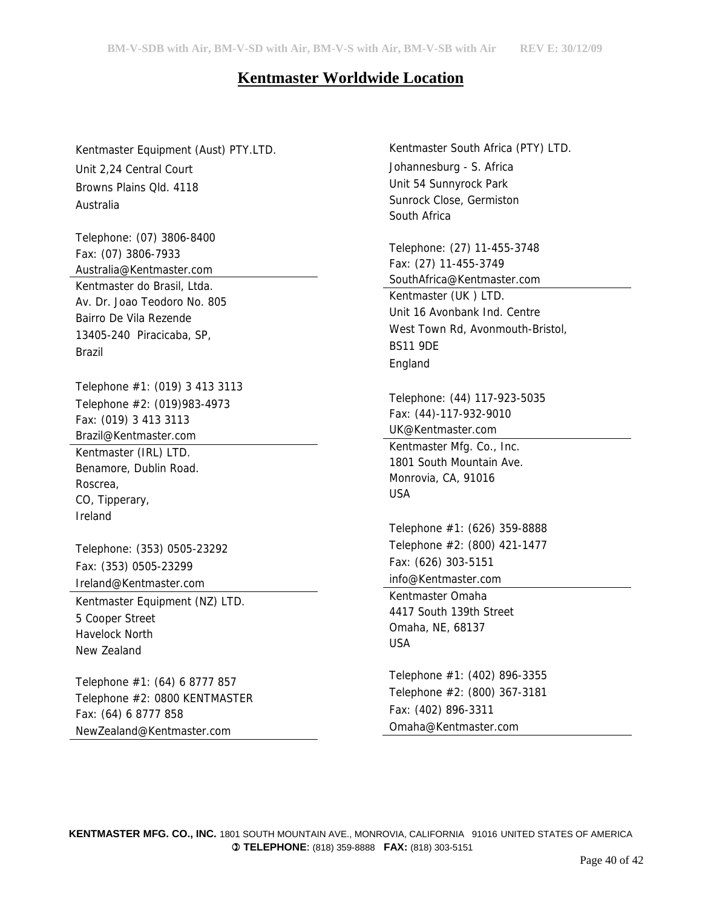# Kentmaster Worldwide Location

Kentmaster Equipment (Aust) PTY.LTD.
Unit 2,24 Central Court
Browns Plains Qld. 4118
Australia

Telephone: (07) 3806-8400
Fax: (07) 3806-7933
Australia@Kentmaster.com

---

Kentmaster do Brasil, Ltda.
Av. Dr. Joao Teodoro No. 805
Bairro De Vila Rezende
13405-240 Piracicaba, SP,
Brazil

Telephone #1: (019) 3 413 3113
Telephone #2: (019)983-4973
Fax: (019) 3 413 3113
Brazil@Kentmaster.com

---

Kentmaster (IRL) LTD.
Benamore, Dublin Road.
Roscrea,
CO, Tipperary,
Ireland

Telephone: (353) 0505-23292
Fax: (353) 0505-23299
Ireland@Kentmaster.com

---

Kentmaster Equipment (NZ) LTD.
5 Cooper Street
Havelock North
New Zealand

Telephone #1: (64) 6 8777 857
Telephone #2: 0800 KENTMASTER
Fax: (64) 6 8777 858
NewZealand@Kentmaster.com

---

Kentmaster South Africa (PTY) LTD.
Johannesburg - S. Africa
Unit 54 Sunnyrock Park
Sunrock Close, Germiston
South Africa

Telephone: (27) 11-455-3748
Fax: (27) 11-455-3749
SouthAfrica@Kentmaster.com

---

Kentmaster (UK ) LTD.
Unit 16 Avonbank Ind. Centre
West Town Rd, Avonmouth-Bristol,
BS11 9DE
England

Telephone: (44) 117-923-5035
Fax: (44)-117-932-9010
UK@Kentmaster.com

---

Kentmaster Mfg. Co., Inc.
1801 South Mountain Ave.
Monrovia, CA, 91016
USA

Telephone #1: (626) 359-8888
Telephone #2: (800) 421-1477
Fax: (626) 303-5151
info@Kentmaster.com

---

Kentmaster Omaha
4417 South 139th Street
Omaha, NE, 68137
USA

Telephone #1: (402) 896-3355
Telephone #2: (800) 367-3181
Fax: (402) 896-3311
Omaha@Kentmaster.com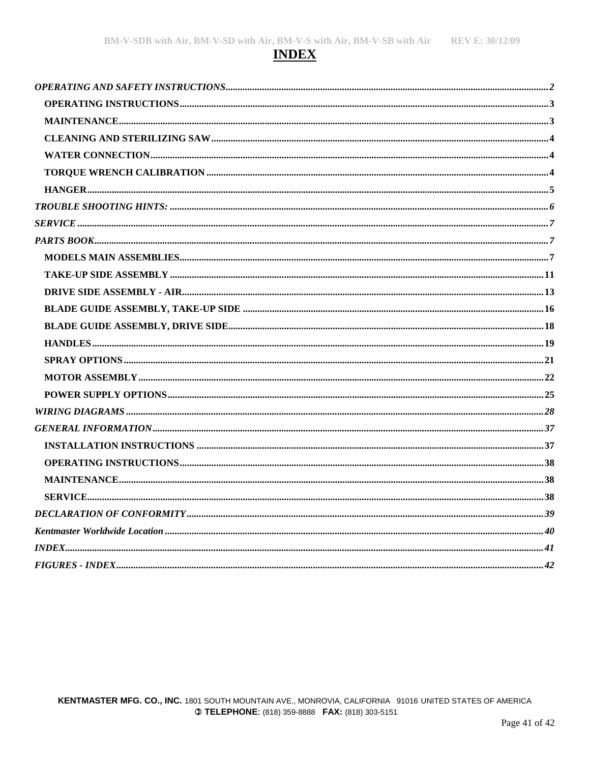# INDEX

*OPERATING AND SAFETY INSTRUCTIONS*....................2

- **OPERATING INSTRUCTIONS**....................3
- **MAINTENANCE**....................3
- **CLEANING AND STERILIZING SAW**....................4
- **WATER CONNECTION**....................4
- **TORQUE WRENCH CALIBRATION**....................4
- **HANGER**....................5

*TROUBLE SHOOTING HINTS:*....................6

*SERVICE*....................7

*PARTS BOOK*....................7

- **MODELS MAIN ASSEMBLIES**....................7
- **TAKE-UP SIDE ASSEMBLY**....................11
- **DRIVE SIDE ASSEMBLY - AIR**....................13
- **BLADE GUIDE ASSEMBLY, TAKE-UP SIDE**....................16
- **BLADE GUIDE ASSEMBLY, DRIVE SIDE**....................18
- **HANDLES**....................19
- **SPRAY OPTIONS**....................21
- **MOTOR ASSEMBLY**....................22
- **POWER SUPPLY OPTIONS**....................25

*WIRING DIAGRAMS*....................28

*GENERAL INFORMATION*....................37

- **INSTALLATION INSTRUCTIONS**....................37
- **OPERATING INSTRUCTIONS**....................38
- **MAINTENANCE**....................38
- **SERVICE**....................38

*DECLARATION OF CONFORMITY*....................39

*Kentmaster Worldwide Location*....................40

*INDEX*....................41

*FIGURES - INDEX*....................42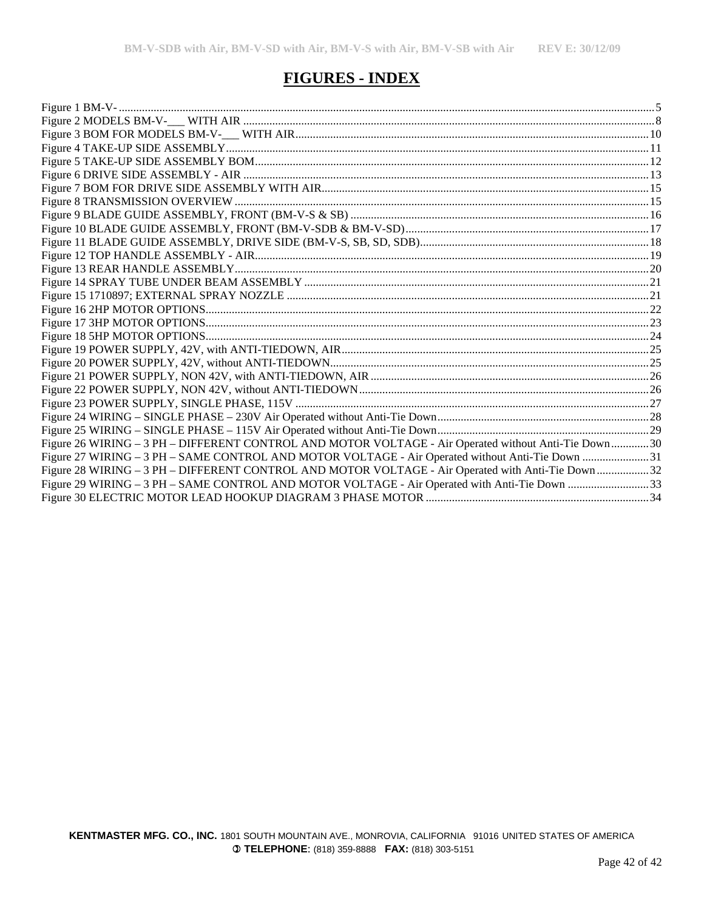# FIGURES - INDEX

Figure 1 BM-V- ........................................................................................................................................................ 5
Figure 2 MODELS BM-V-___ WITH AIR ................................................................................................................ 8
Figure 3 BOM FOR MODELS BM-V-___ WITH AIR................................................................................................ 10
Figure 4 TAKE-UP SIDE ASSEMBLY........................................................................................................................ 11
Figure 5 TAKE-UP SIDE ASSEMBLY BOM.............................................................................................................. 12
Figure 6 DRIVE SIDE ASSEMBLY - AIR .................................................................................................................. 13
Figure 7 BOM FOR DRIVE SIDE ASSEMBLY WITH AIR......................................................................................... 15
Figure 8 TRANSMISSION OVERVIEW ..................................................................................................................... 15
Figure 9 BLADE GUIDE ASSEMBLY, FRONT (BM-V-S & SB) .............................................................................. 16
Figure 10 BLADE GUIDE ASSEMBLY, FRONT (BM-V-SDB & BM-V-SD)............................................................ 17
Figure 11 BLADE GUIDE ASSEMBLY, DRIVE SIDE (BM-V-S, SB, SD, SDB)........................................................ 18
Figure 12 TOP HANDLE ASSEMBLY - AIR.............................................................................................................. 19
Figure 13 REAR HANDLE ASSEMBLY..................................................................................................................... 20
Figure 14 SPRAY TUBE UNDER BEAM ASSEMBLY .............................................................................................. 21
Figure 15 1710897; EXTERNAL SPRAY NOZZLE .................................................................................................... 21
Figure 16 2HP MOTOR OPTIONS.............................................................................................................................. 22
Figure 17 3HP MOTOR OPTIONS.............................................................................................................................. 23
Figure 18 5HP MOTOR OPTIONS.............................................................................................................................. 24
Figure 19 POWER SUPPLY, 42V, with ANTI-TIEDOWN, AIR................................................................................. 25
Figure 20 POWER SUPPLY, 42V, without ANTI-TIEDOWN..................................................................................... 25
Figure 21 POWER SUPPLY, NON 42V, with ANTI-TIEDOWN, AIR ....................................................................... 26
Figure 22 POWER SUPPLY, NON 42V, without ANTI-TIEDOWN............................................................................ 26
Figure 23 POWER SUPPLY, SINGLE PHASE, 115V ................................................................................................. 27
Figure 24 WIRING – SINGLE PHASE – 230V Air Operated without Anti-Tie Down.................................................. 28
Figure 25 WIRING – SINGLE PHASE – 115V Air Operated without Anti-Tie Down.................................................. 29
Figure 26 WIRING – 3 PH – DIFFERENT CONTROL AND MOTOR VOLTAGE - Air Operated without Anti-Tie Down............. 30
Figure 27 WIRING – 3 PH – SAME CONTROL AND MOTOR VOLTAGE - Air Operated without Anti-Tie Down ....................... 31
Figure 28 WIRING – 3 PH – DIFFERENT CONTROL AND MOTOR VOLTAGE - Air Operated with Anti-Tie Down.................. 32
Figure 29 WIRING – 3 PH – SAME CONTROL AND MOTOR VOLTAGE - Air Operated with Anti-Tie Down ............................ 33
Figure 30 ELECTRIC MOTOR LEAD HOOKUP DIAGRAM 3 PHASE MOTOR ..................................................... 34

**KENTMASTER MFG. CO., INC.** 1801 SOUTH MOUNTAIN AVE., MONROVIA, CALIFORNIA 91016 UNITED STATES OF AMERICA
**TELEPHONE:** (818) 359-8888 **FAX:** (818) 303-5151